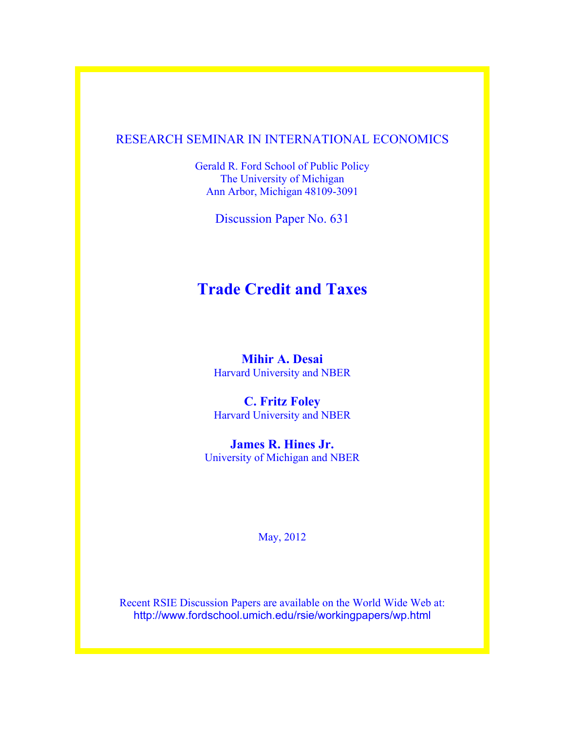RESEARCH SEMINAR IN INTERNATIONAL ECONOMICS

Gerald R. Ford School of Public Policy
The University of Michigan
Ann Arbor, Michigan 48109-3091

Discussion Paper No. 631

# Trade Credit and Taxes

**Mihir A. Desai**
Harvard University and NBER

**C. Fritz Foley**
Harvard University and NBER

**James R. Hines Jr.**
University of Michigan and NBER

May, 2012

Recent RSIE Discussion Papers are available on the World Wide Web at:
http://www.fordschool.umich.edu/rsie/workingpapers/wp.html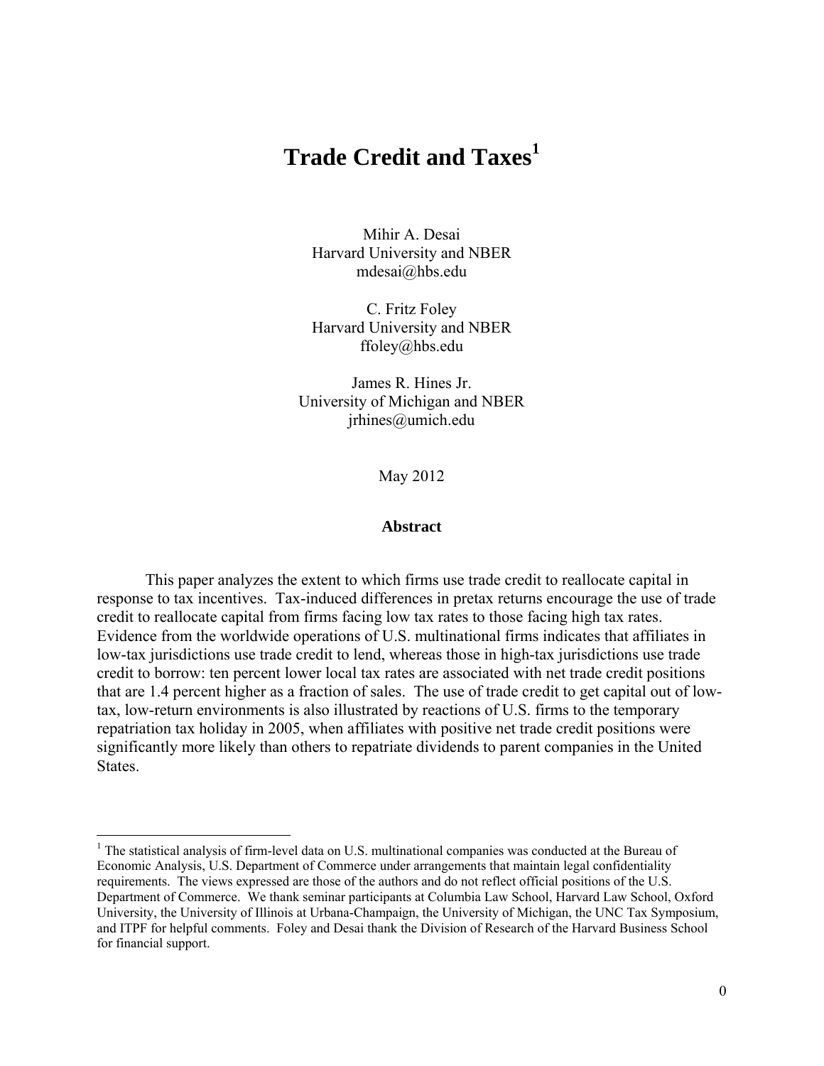# Trade Credit and Taxes[1]

Mihir A. Desai
Harvard University and NBER
mdesai@hbs.edu

C. Fritz Foley
Harvard University and NBER
ffoley@hbs.edu

James R. Hines Jr.
University of Michigan and NBER
jrhines@umich.edu

May 2012

**Abstract**

This paper analyzes the extent to which firms use trade credit to reallocate capital in response to tax incentives. Tax-induced differences in pretax returns encourage the use of trade credit to reallocate capital from firms facing low tax rates to those facing high tax rates. Evidence from the worldwide operations of U.S. multinational firms indicates that affiliates in low-tax jurisdictions use trade credit to lend, whereas those in high-tax jurisdictions use trade credit to borrow: ten percent lower local tax rates are associated with net trade credit positions that are 1.4 percent higher as a fraction of sales. The use of trade credit to get capital out of low-tax, low-return environments is also illustrated by reactions of U.S. firms to the temporary repatriation tax holiday in 2005, when affiliates with positive net trade credit positions were significantly more likely than others to repatriate dividends to parent companies in the United States.

[1] The statistical analysis of firm-level data on U.S. multinational companies was conducted at the Bureau of Economic Analysis, U.S. Department of Commerce under arrangements that maintain legal confidentiality requirements. The views expressed are those of the authors and do not reflect official positions of the U.S. Department of Commerce. We thank seminar participants at Columbia Law School, Harvard Law School, Oxford University, the University of Illinois at Urbana-Champaign, the University of Michigan, the UNC Tax Symposium, and ITPF for helpful comments. Foley and Desai thank the Division of Research of the Harvard Business School for financial support.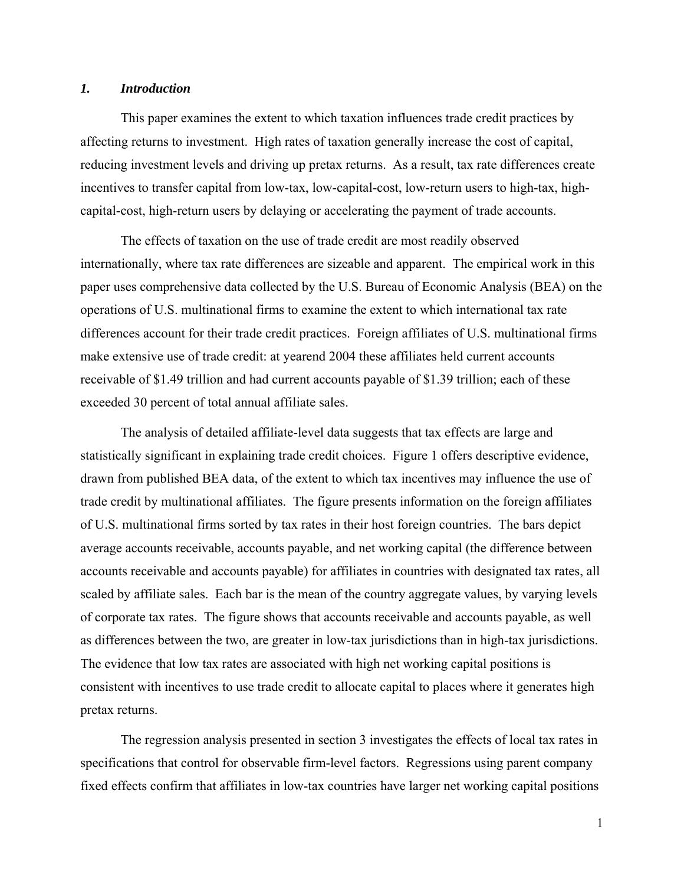## *1. Introduction*

This paper examines the extent to which taxation influences trade credit practices by affecting returns to investment. High rates of taxation generally increase the cost of capital, reducing investment levels and driving up pretax returns. As a result, tax rate differences create incentives to transfer capital from low-tax, low-capital-cost, low-return users to high-tax, high-capital-cost, high-return users by delaying or accelerating the payment of trade accounts.

The effects of taxation on the use of trade credit are most readily observed internationally, where tax rate differences are sizeable and apparent. The empirical work in this paper uses comprehensive data collected by the U.S. Bureau of Economic Analysis (BEA) on the operations of U.S. multinational firms to examine the extent to which international tax rate differences account for their trade credit practices. Foreign affiliates of U.S. multinational firms make extensive use of trade credit: at yearend 2004 these affiliates held current accounts receivable of $1.49 trillion and had current accounts payable of $1.39 trillion; each of these exceeded 30 percent of total annual affiliate sales.

The analysis of detailed affiliate-level data suggests that tax effects are large and statistically significant in explaining trade credit choices. Figure 1 offers descriptive evidence, drawn from published BEA data, of the extent to which tax incentives may influence the use of trade credit by multinational affiliates. The figure presents information on the foreign affiliates of U.S. multinational firms sorted by tax rates in their host foreign countries. The bars depict average accounts receivable, accounts payable, and net working capital (the difference between accounts receivable and accounts payable) for affiliates in countries with designated tax rates, all scaled by affiliate sales. Each bar is the mean of the country aggregate values, by varying levels of corporate tax rates. The figure shows that accounts receivable and accounts payable, as well as differences between the two, are greater in low-tax jurisdictions than in high-tax jurisdictions. The evidence that low tax rates are associated with high net working capital positions is consistent with incentives to use trade credit to allocate capital to places where it generates high pretax returns.

The regression analysis presented in section 3 investigates the effects of local tax rates in specifications that control for observable firm-level factors. Regressions using parent company fixed effects confirm that affiliates in low-tax countries have larger net working capital positions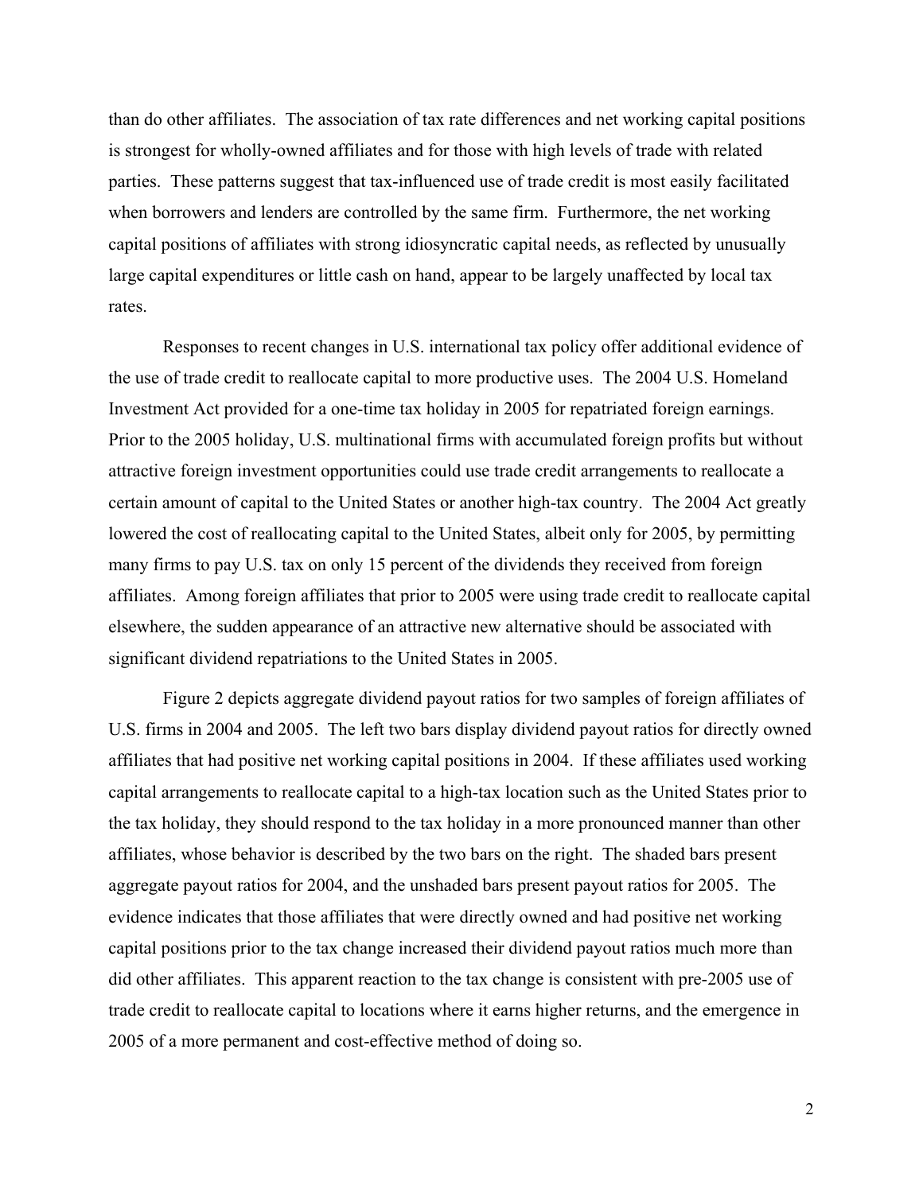than do other affiliates. The association of tax rate differences and net working capital positions is strongest for wholly-owned affiliates and for those with high levels of trade with related parties. These patterns suggest that tax-influenced use of trade credit is most easily facilitated when borrowers and lenders are controlled by the same firm. Furthermore, the net working capital positions of affiliates with strong idiosyncratic capital needs, as reflected by unusually large capital expenditures or little cash on hand, appear to be largely unaffected by local tax rates.

Responses to recent changes in U.S. international tax policy offer additional evidence of the use of trade credit to reallocate capital to more productive uses. The 2004 U.S. Homeland Investment Act provided for a one-time tax holiday in 2005 for repatriated foreign earnings. Prior to the 2005 holiday, U.S. multinational firms with accumulated foreign profits but without attractive foreign investment opportunities could use trade credit arrangements to reallocate a certain amount of capital to the United States or another high-tax country. The 2004 Act greatly lowered the cost of reallocating capital to the United States, albeit only for 2005, by permitting many firms to pay U.S. tax on only 15 percent of the dividends they received from foreign affiliates. Among foreign affiliates that prior to 2005 were using trade credit to reallocate capital elsewhere, the sudden appearance of an attractive new alternative should be associated with significant dividend repatriations to the United States in 2005.

Figure 2 depicts aggregate dividend payout ratios for two samples of foreign affiliates of U.S. firms in 2004 and 2005. The left two bars display dividend payout ratios for directly owned affiliates that had positive net working capital positions in 2004. If these affiliates used working capital arrangements to reallocate capital to a high-tax location such as the United States prior to the tax holiday, they should respond to the tax holiday in a more pronounced manner than other affiliates, whose behavior is described by the two bars on the right. The shaded bars present aggregate payout ratios for 2004, and the unshaded bars present payout ratios for 2005. The evidence indicates that those affiliates that were directly owned and had positive net working capital positions prior to the tax change increased their dividend payout ratios much more than did other affiliates. This apparent reaction to the tax change is consistent with pre-2005 use of trade credit to reallocate capital to locations where it earns higher returns, and the emergence in 2005 of a more permanent and cost-effective method of doing so.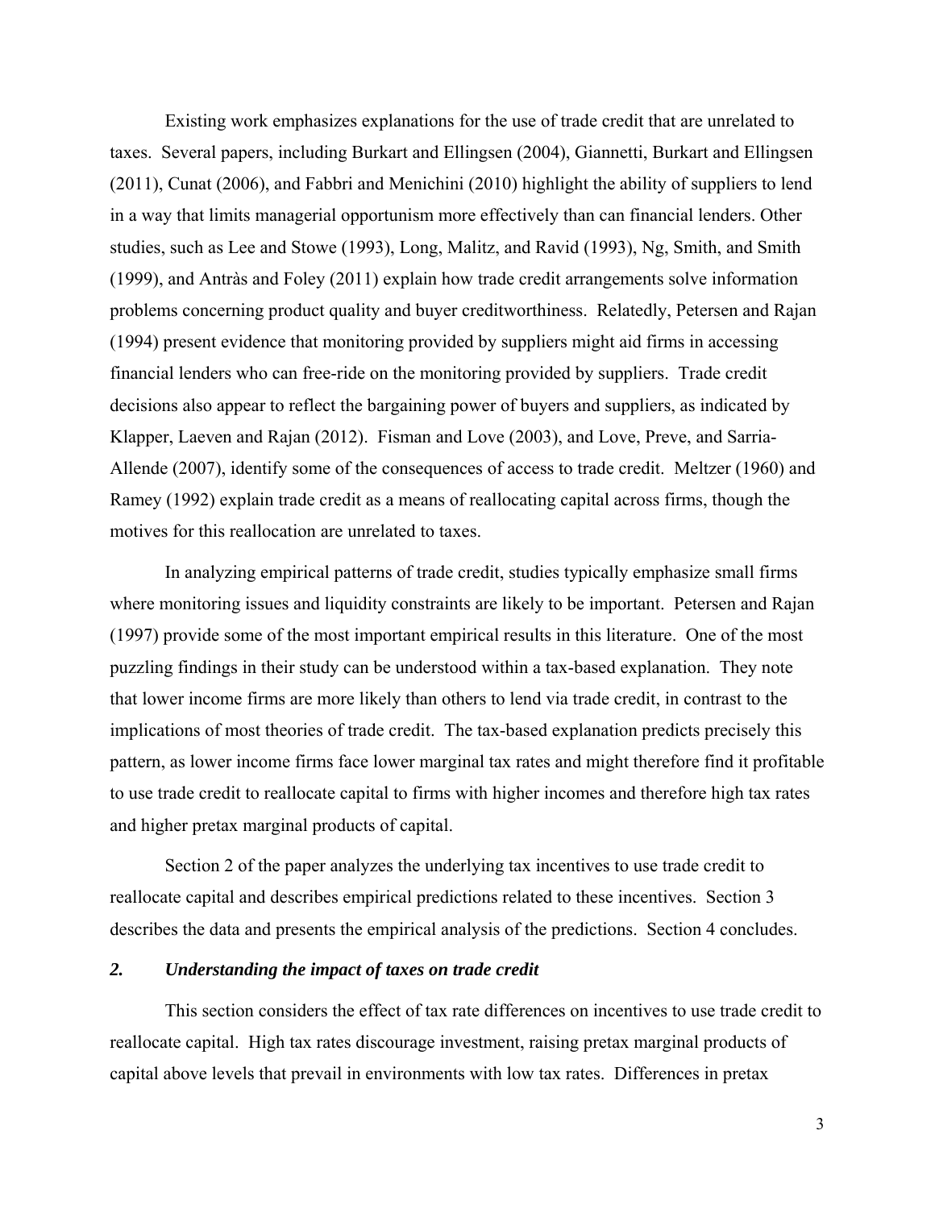Existing work emphasizes explanations for the use of trade credit that are unrelated to taxes. Several papers, including Burkart and Ellingsen (2004), Giannetti, Burkart and Ellingsen (2011), Cunat (2006), and Fabbri and Menichini (2010) highlight the ability of suppliers to lend in a way that limits managerial opportunism more effectively than can financial lenders. Other studies, such as Lee and Stowe (1993), Long, Malitz, and Ravid (1993), Ng, Smith, and Smith (1999), and Antràs and Foley (2011) explain how trade credit arrangements solve information problems concerning product quality and buyer creditworthiness. Relatedly, Petersen and Rajan (1994) present evidence that monitoring provided by suppliers might aid firms in accessing financial lenders who can free-ride on the monitoring provided by suppliers. Trade credit decisions also appear to reflect the bargaining power of buyers and suppliers, as indicated by Klapper, Laeven and Rajan (2012). Fisman and Love (2003), and Love, Preve, and Sarria-Allende (2007), identify some of the consequences of access to trade credit. Meltzer (1960) and Ramey (1992) explain trade credit as a means of reallocating capital across firms, though the motives for this reallocation are unrelated to taxes.

In analyzing empirical patterns of trade credit, studies typically emphasize small firms where monitoring issues and liquidity constraints are likely to be important. Petersen and Rajan (1997) provide some of the most important empirical results in this literature. One of the most puzzling findings in their study can be understood within a tax-based explanation. They note that lower income firms are more likely than others to lend via trade credit, in contrast to the implications of most theories of trade credit. The tax-based explanation predicts precisely this pattern, as lower income firms face lower marginal tax rates and might therefore find it profitable to use trade credit to reallocate capital to firms with higher incomes and therefore high tax rates and higher pretax marginal products of capital.

Section 2 of the paper analyzes the underlying tax incentives to use trade credit to reallocate capital and describes empirical predictions related to these incentives. Section 3 describes the data and presents the empirical analysis of the predictions. Section 4 concludes.

## *2. Understanding the impact of taxes on trade credit*

This section considers the effect of tax rate differences on incentives to use trade credit to reallocate capital. High tax rates discourage investment, raising pretax marginal products of capital above levels that prevail in environments with low tax rates. Differences in pretax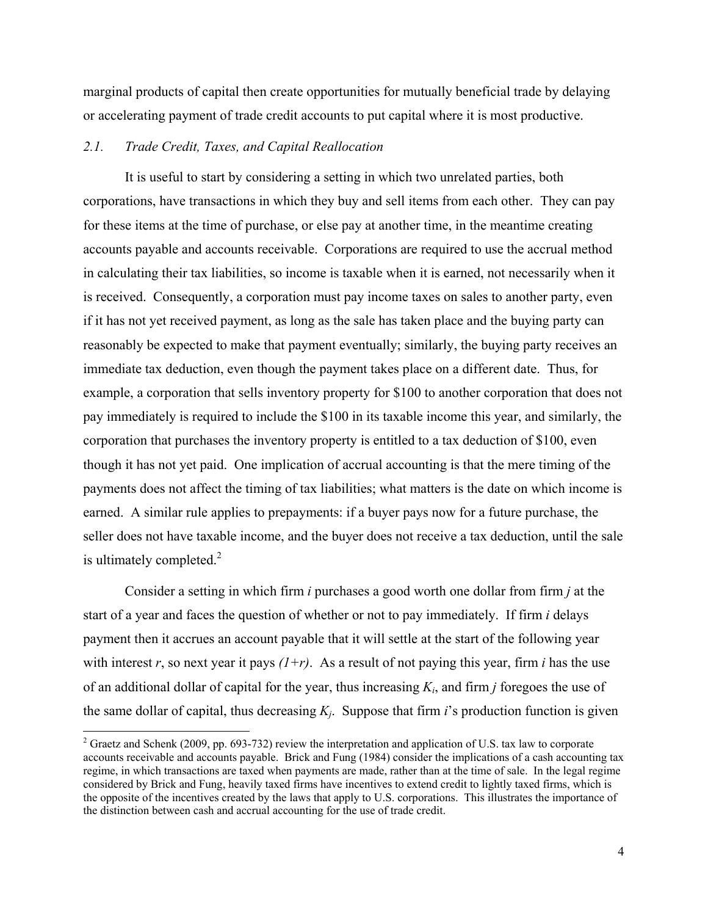marginal products of capital then create opportunities for mutually beneficial trade by delaying or accelerating payment of trade credit accounts to put capital where it is most productive.

### *2.1. Trade Credit, Taxes, and Capital Reallocation*

It is useful to start by considering a setting in which two unrelated parties, both corporations, have transactions in which they buy and sell items from each other. They can pay for these items at the time of purchase, or else pay at another time, in the meantime creating accounts payable and accounts receivable. Corporations are required to use the accrual method in calculating their tax liabilities, so income is taxable when it is earned, not necessarily when it is received. Consequently, a corporation must pay income taxes on sales to another party, even if it has not yet received payment, as long as the sale has taken place and the buying party can reasonably be expected to make that payment eventually; similarly, the buying party receives an immediate tax deduction, even though the payment takes place on a different date. Thus, for example, a corporation that sells inventory property for $100 to another corporation that does not pay immediately is required to include the $100 in its taxable income this year, and similarly, the corporation that purchases the inventory property is entitled to a tax deduction of $100, even though it has not yet paid. One implication of accrual accounting is that the mere timing of the payments does not affect the timing of tax liabilities; what matters is the date on which income is earned. A similar rule applies to prepayments: if a buyer pays now for a future purchase, the seller does not have taxable income, and the buyer does not receive a tax deduction, until the sale is ultimately completed.[2]

Consider a setting in which firm $i$ purchases a good worth one dollar from firm $j$ at the start of a year and faces the question of whether or not to pay immediately. If firm $i$ delays payment then it accrues an account payable that it will settle at the start of the following year with interest $r$, so next year it pays $(1+r)$. As a result of not paying this year, firm $i$ has the use of an additional dollar of capital for the year, thus increasing $K_i$, and firm $j$ foregoes the use of the same dollar of capital, thus decreasing $K_j$. Suppose that firm $i$'s production function is given

[2] Graetz and Schenk (2009, pp. 693-732) review the interpretation and application of U.S. tax law to corporate accounts receivable and accounts payable. Brick and Fung (1984) consider the implications of a cash accounting tax regime, in which transactions are taxed when payments are made, rather than at the time of sale. In the legal regime considered by Brick and Fung, heavily taxed firms have incentives to extend credit to lightly taxed firms, which is the opposite of the incentives created by the laws that apply to U.S. corporations. This illustrates the importance of the distinction between cash and accrual accounting for the use of trade credit.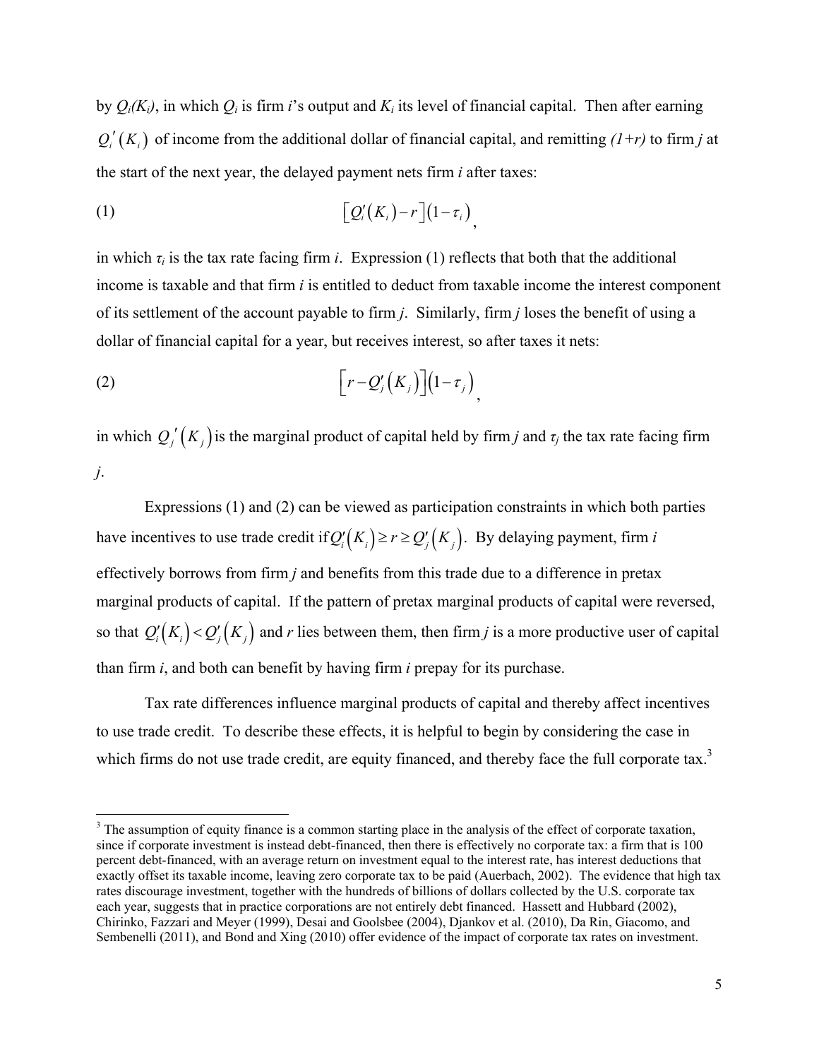by $Q_i(K_i)$, in which $Q_i$ is firm $i$'s output and $K_i$ its level of financial capital. Then after earning $Q_i'(K_i)$ of income from the additional dollar of financial capital, and remitting $(1+r)$ to firm $j$ at the start of the next year, the delayed payment nets firm $i$ after taxes:

$$\left[Q_i'(K_i) - r\right](1-\tau_i), \tag{1}$$

in which $\tau_i$ is the tax rate facing firm $i$. Expression (1) reflects that both that the additional income is taxable and that firm $i$ is entitled to deduct from taxable income the interest component of its settlement of the account payable to firm $j$. Similarly, firm $j$ loses the benefit of using a dollar of financial capital for a year, but receives interest, so after taxes it nets:

$$\left[r - Q_j'(K_j)\right](1-\tau_j), \tag{2}$$

in which $Q_j'(K_j)$ is the marginal product of capital held by firm $j$ and $\tau_j$ the tax rate facing firm $j$.

Expressions (1) and (2) can be viewed as participation constraints in which both parties have incentives to use trade credit if $Q_i'(K_i) \geq r \geq Q_j'(K_j)$. By delaying payment, firm $i$ effectively borrows from firm $j$ and benefits from this trade due to a difference in pretax marginal products of capital. If the pattern of pretax marginal products of capital were reversed, so that $Q_i'(K_i) < Q_j'(K_j)$ and $r$ lies between them, then firm $j$ is a more productive user of capital than firm $i$, and both can benefit by having firm $i$ prepay for its purchase.

Tax rate differences influence marginal products of capital and thereby affect incentives to use trade credit. To describe these effects, it is helpful to begin by considering the case in which firms do not use trade credit, are equity financed, and thereby face the full corporate tax.[3]

[3] The assumption of equity finance is a common starting place in the analysis of the effect of corporate taxation, since if corporate investment is instead debt-financed, then there is effectively no corporate tax: a firm that is 100 percent debt-financed, with an average return on investment equal to the interest rate, has interest deductions that exactly offset its taxable income, leaving zero corporate tax to be paid (Auerbach, 2002). The evidence that high tax rates discourage investment, together with the hundreds of billions of dollars collected by the U.S. corporate tax each year, suggests that in practice corporations are not entirely debt financed. Hassett and Hubbard (2002), Chirinko, Fazzari and Meyer (1999), Desai and Goolsbee (2004), Djankov et al. (2010), Da Rin, Giacomo, and Sembenelli (2011), and Bond and Xing (2010) offer evidence of the impact of corporate tax rates on investment.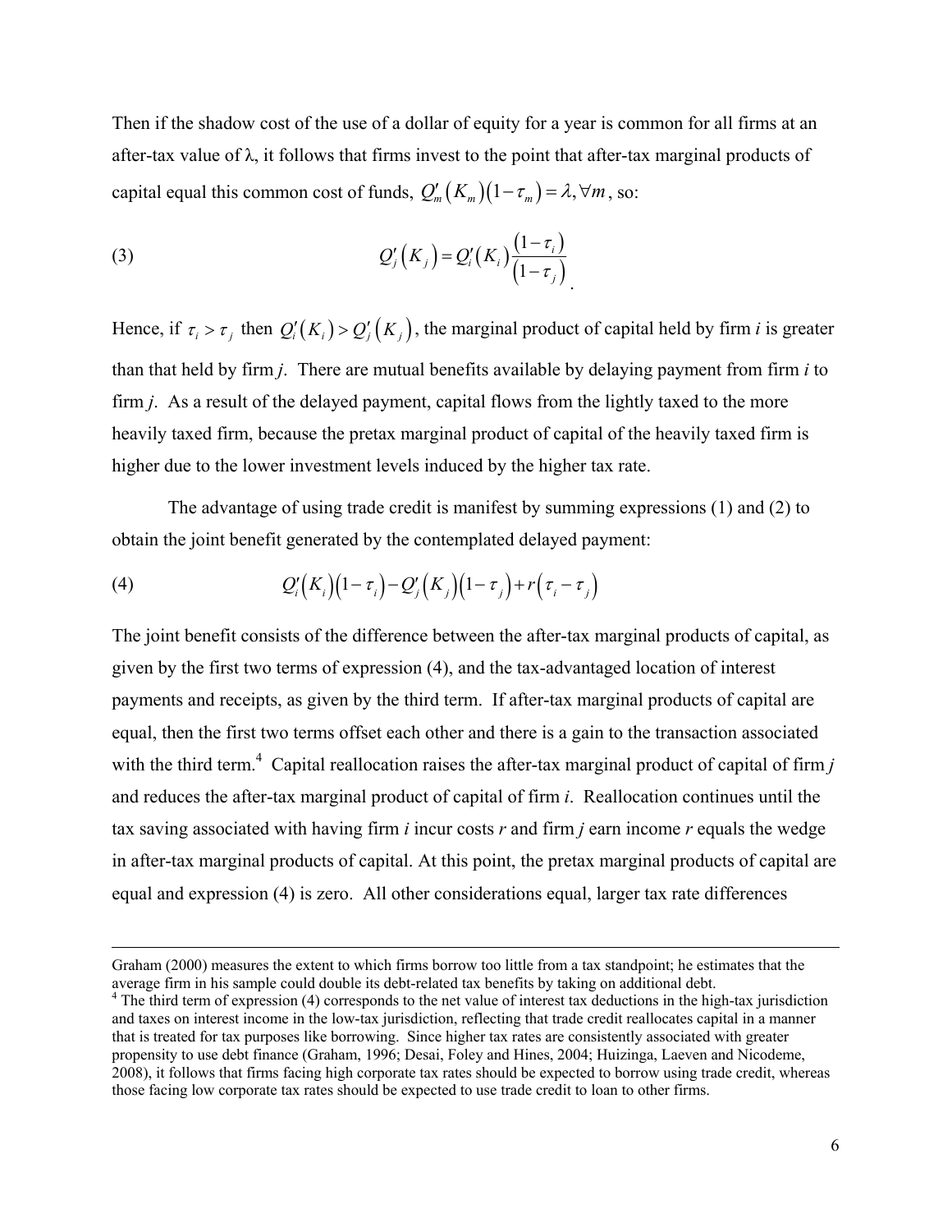Then if the shadow cost of the use of a dollar of equity for a year is common for all firms at an after-tax value of λ, it follows that firms invest to the point that after-tax marginal products of capital equal this common cost of funds, $Q_m'(K_m)(1-\tau_m)=\lambda, \forall m$, so:

$$Q_j'(K_j) = Q_i'(K_i)\frac{(1-\tau_i)}{(1-\tau_j)} \tag{3}$$

Hence, if $\tau_i > \tau_j$ then $Q_i'(K_i) > Q_j'(K_j)$, the marginal product of capital held by firm *i* is greater than that held by firm *j*. There are mutual benefits available by delaying payment from firm *i* to firm *j*. As a result of the delayed payment, capital flows from the lightly taxed to the more heavily taxed firm, because the pretax marginal product of capital of the heavily taxed firm is higher due to the lower investment levels induced by the higher tax rate.

The advantage of using trade credit is manifest by summing expressions (1) and (2) to obtain the joint benefit generated by the contemplated delayed payment:

$$Q_i'(K_i)(1-\tau_i) - Q_j'(K_j)(1-\tau_j) + r(\tau_i - \tau_j) \tag{4}$$

The joint benefit consists of the difference between the after-tax marginal products of capital, as given by the first two terms of expression (4), and the tax-advantaged location of interest payments and receipts, as given by the third term. If after-tax marginal products of capital are equal, then the first two terms offset each other and there is a gain to the transaction associated with the third term.[4] Capital reallocation raises the after-tax marginal product of capital of firm *j* and reduces the after-tax marginal product of capital of firm *i*. Reallocation continues until the tax saving associated with having firm *i* incur costs *r* and firm *j* earn income *r* equals the wedge in after-tax marginal products of capital. At this point, the pretax marginal products of capital are equal and expression (4) is zero. All other considerations equal, larger tax rate differences

---

Graham (2000) measures the extent to which firms borrow too little from a tax standpoint; he estimates that the average firm in his sample could double its debt-related tax benefits by taking on additional debt.

[4] The third term of expression (4) corresponds to the net value of interest tax deductions in the high-tax jurisdiction and taxes on interest income in the low-tax jurisdiction, reflecting that trade credit reallocates capital in a manner that is treated for tax purposes like borrowing. Since higher tax rates are consistently associated with greater propensity to use debt finance (Graham, 1996; Desai, Foley and Hines, 2004; Huizinga, Laeven and Nicodeme, 2008), it follows that firms facing high corporate tax rates should be expected to borrow using trade credit, whereas those facing low corporate tax rates should be expected to use trade credit to loan to other firms.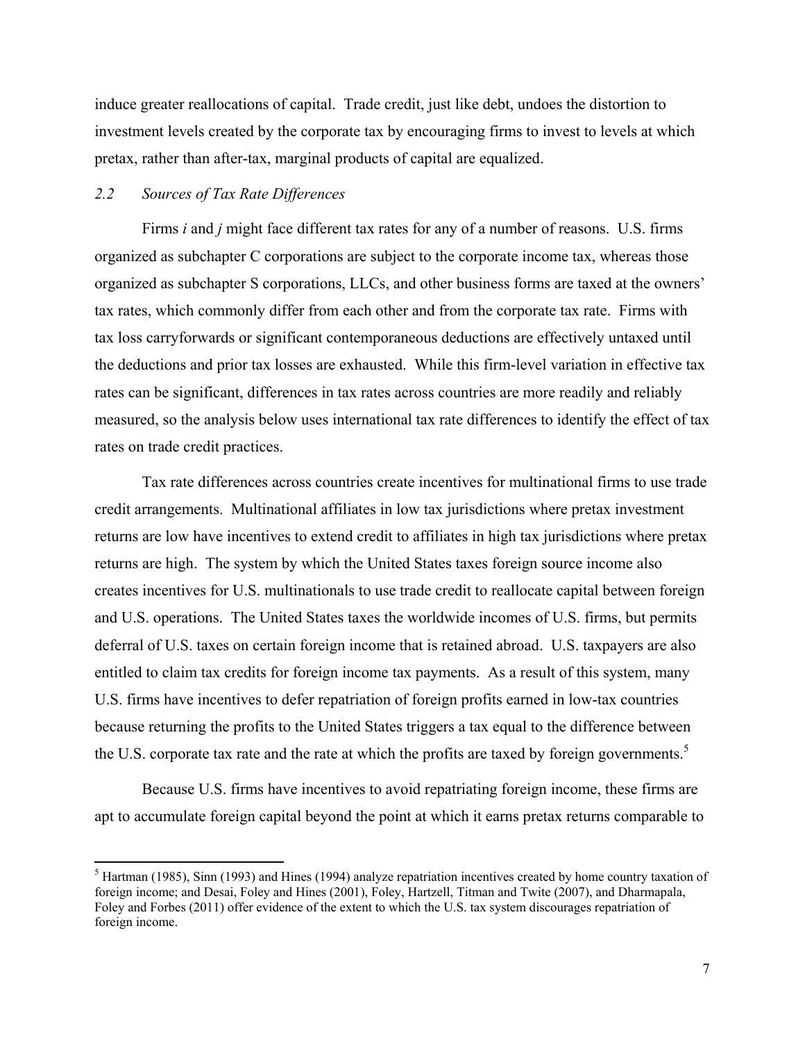induce greater reallocations of capital. Trade credit, just like debt, undoes the distortion to investment levels created by the corporate tax by encouraging firms to invest to levels at which pretax, rather than after-tax, marginal products of capital are equalized.

### *2.2 Sources of Tax Rate Differences*

Firms *i* and *j* might face different tax rates for any of a number of reasons. U.S. firms organized as subchapter C corporations are subject to the corporate income tax, whereas those organized as subchapter S corporations, LLCs, and other business forms are taxed at the owners' tax rates, which commonly differ from each other and from the corporate tax rate. Firms with tax loss carryforwards or significant contemporaneous deductions are effectively untaxed until the deductions and prior tax losses are exhausted. While this firm-level variation in effective tax rates can be significant, differences in tax rates across countries are more readily and reliably measured, so the analysis below uses international tax rate differences to identify the effect of tax rates on trade credit practices.

Tax rate differences across countries create incentives for multinational firms to use trade credit arrangements. Multinational affiliates in low tax jurisdictions where pretax investment returns are low have incentives to extend credit to affiliates in high tax jurisdictions where pretax returns are high. The system by which the United States taxes foreign source income also creates incentives for U.S. multinationals to use trade credit to reallocate capital between foreign and U.S. operations. The United States taxes the worldwide incomes of U.S. firms, but permits deferral of U.S. taxes on certain foreign income that is retained abroad. U.S. taxpayers are also entitled to claim tax credits for foreign income tax payments. As a result of this system, many U.S. firms have incentives to defer repatriation of foreign profits earned in low-tax countries because returning the profits to the United States triggers a tax equal to the difference between the U.S. corporate tax rate and the rate at which the profits are taxed by foreign governments.[5]

Because U.S. firms have incentives to avoid repatriating foreign income, these firms are apt to accumulate foreign capital beyond the point at which it earns pretax returns comparable to

[5] Hartman (1985), Sinn (1993) and Hines (1994) analyze repatriation incentives created by home country taxation of foreign income; and Desai, Foley and Hines (2001), Foley, Hartzell, Titman and Twite (2007), and Dharmapala, Foley and Forbes (2011) offer evidence of the extent to which the U.S. tax system discourages repatriation of foreign income.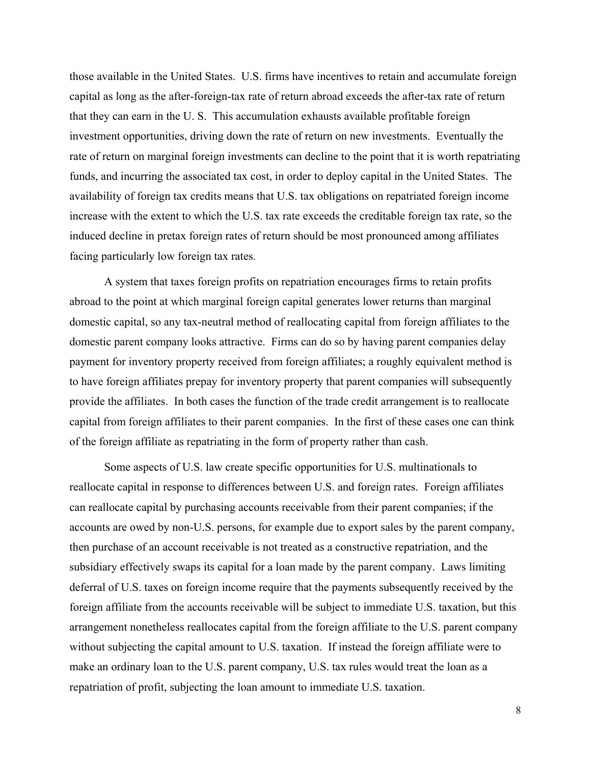those available in the United States. U.S. firms have incentives to retain and accumulate foreign capital as long as the after-foreign-tax rate of return abroad exceeds the after-tax rate of return that they can earn in the U. S. This accumulation exhausts available profitable foreign investment opportunities, driving down the rate of return on new investments. Eventually the rate of return on marginal foreign investments can decline to the point that it is worth repatriating funds, and incurring the associated tax cost, in order to deploy capital in the United States. The availability of foreign tax credits means that U.S. tax obligations on repatriated foreign income increase with the extent to which the U.S. tax rate exceeds the creditable foreign tax rate, so the induced decline in pretax foreign rates of return should be most pronounced among affiliates facing particularly low foreign tax rates.

A system that taxes foreign profits on repatriation encourages firms to retain profits abroad to the point at which marginal foreign capital generates lower returns than marginal domestic capital, so any tax-neutral method of reallocating capital from foreign affiliates to the domestic parent company looks attractive. Firms can do so by having parent companies delay payment for inventory property received from foreign affiliates; a roughly equivalent method is to have foreign affiliates prepay for inventory property that parent companies will subsequently provide the affiliates. In both cases the function of the trade credit arrangement is to reallocate capital from foreign affiliates to their parent companies. In the first of these cases one can think of the foreign affiliate as repatriating in the form of property rather than cash.

Some aspects of U.S. law create specific opportunities for U.S. multinationals to reallocate capital in response to differences between U.S. and foreign rates. Foreign affiliates can reallocate capital by purchasing accounts receivable from their parent companies; if the accounts are owed by non-U.S. persons, for example due to export sales by the parent company, then purchase of an account receivable is not treated as a constructive repatriation, and the subsidiary effectively swaps its capital for a loan made by the parent company. Laws limiting deferral of U.S. taxes on foreign income require that the payments subsequently received by the foreign affiliate from the accounts receivable will be subject to immediate U.S. taxation, but this arrangement nonetheless reallocates capital from the foreign affiliate to the U.S. parent company without subjecting the capital amount to U.S. taxation. If instead the foreign affiliate were to make an ordinary loan to the U.S. parent company, U.S. tax rules would treat the loan as a repatriation of profit, subjecting the loan amount to immediate U.S. taxation.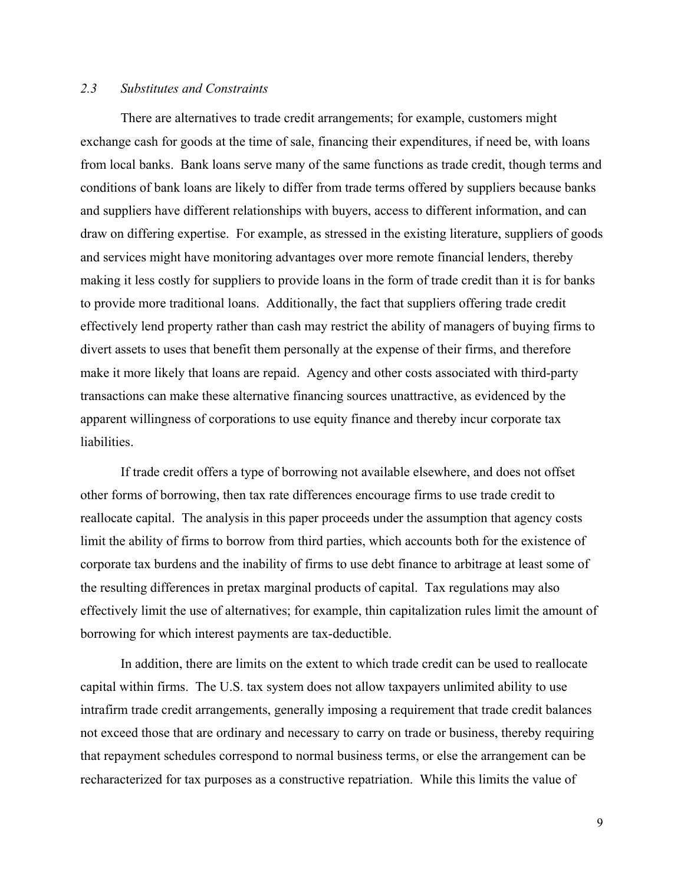### *2.3 Substitutes and Constraints*

There are alternatives to trade credit arrangements; for example, customers might exchange cash for goods at the time of sale, financing their expenditures, if need be, with loans from local banks. Bank loans serve many of the same functions as trade credit, though terms and conditions of bank loans are likely to differ from trade terms offered by suppliers because banks and suppliers have different relationships with buyers, access to different information, and can draw on differing expertise. For example, as stressed in the existing literature, suppliers of goods and services might have monitoring advantages over more remote financial lenders, thereby making it less costly for suppliers to provide loans in the form of trade credit than it is for banks to provide more traditional loans. Additionally, the fact that suppliers offering trade credit effectively lend property rather than cash may restrict the ability of managers of buying firms to divert assets to uses that benefit them personally at the expense of their firms, and therefore make it more likely that loans are repaid. Agency and other costs associated with third-party transactions can make these alternative financing sources unattractive, as evidenced by the apparent willingness of corporations to use equity finance and thereby incur corporate tax liabilities.

If trade credit offers a type of borrowing not available elsewhere, and does not offset other forms of borrowing, then tax rate differences encourage firms to use trade credit to reallocate capital. The analysis in this paper proceeds under the assumption that agency costs limit the ability of firms to borrow from third parties, which accounts both for the existence of corporate tax burdens and the inability of firms to use debt finance to arbitrage at least some of the resulting differences in pretax marginal products of capital. Tax regulations may also effectively limit the use of alternatives; for example, thin capitalization rules limit the amount of borrowing for which interest payments are tax-deductible.

In addition, there are limits on the extent to which trade credit can be used to reallocate capital within firms. The U.S. tax system does not allow taxpayers unlimited ability to use intrafirm trade credit arrangements, generally imposing a requirement that trade credit balances not exceed those that are ordinary and necessary to carry on trade or business, thereby requiring that repayment schedules correspond to normal business terms, or else the arrangement can be recharacterized for tax purposes as a constructive repatriation. While this limits the value of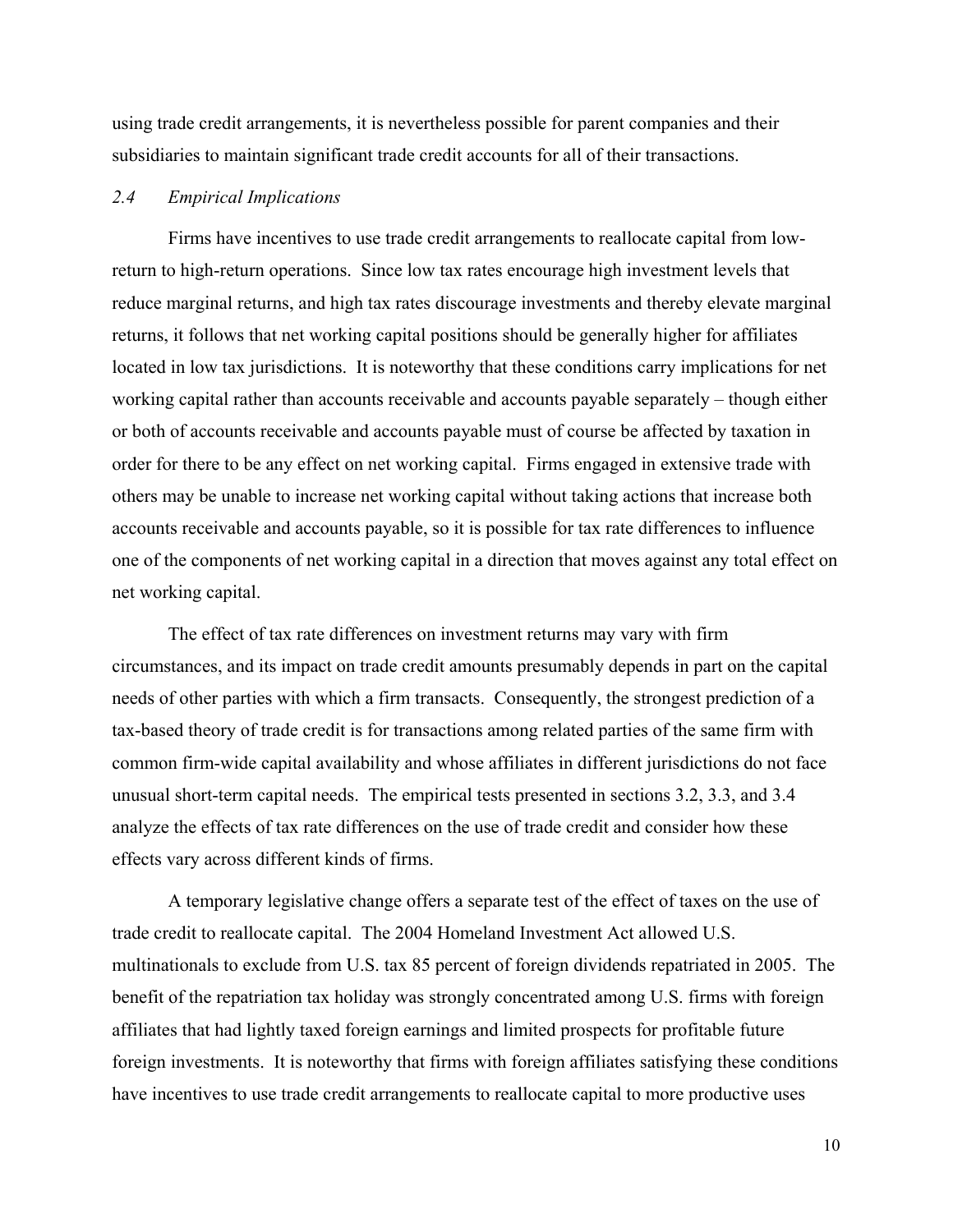using trade credit arrangements, it is nevertheless possible for parent companies and their subsidiaries to maintain significant trade credit accounts for all of their transactions.

### *2.4 Empirical Implications*

Firms have incentives to use trade credit arrangements to reallocate capital from low-return to high-return operations. Since low tax rates encourage high investment levels that reduce marginal returns, and high tax rates discourage investments and thereby elevate marginal returns, it follows that net working capital positions should be generally higher for affiliates located in low tax jurisdictions. It is noteworthy that these conditions carry implications for net working capital rather than accounts receivable and accounts payable separately – though either or both of accounts receivable and accounts payable must of course be affected by taxation in order for there to be any effect on net working capital. Firms engaged in extensive trade with others may be unable to increase net working capital without taking actions that increase both accounts receivable and accounts payable, so it is possible for tax rate differences to influence one of the components of net working capital in a direction that moves against any total effect on net working capital.

The effect of tax rate differences on investment returns may vary with firm circumstances, and its impact on trade credit amounts presumably depends in part on the capital needs of other parties with which a firm transacts. Consequently, the strongest prediction of a tax-based theory of trade credit is for transactions among related parties of the same firm with common firm-wide capital availability and whose affiliates in different jurisdictions do not face unusual short-term capital needs. The empirical tests presented in sections 3.2, 3.3, and 3.4 analyze the effects of tax rate differences on the use of trade credit and consider how these effects vary across different kinds of firms.

A temporary legislative change offers a separate test of the effect of taxes on the use of trade credit to reallocate capital. The 2004 Homeland Investment Act allowed U.S. multinationals to exclude from U.S. tax 85 percent of foreign dividends repatriated in 2005. The benefit of the repatriation tax holiday was strongly concentrated among U.S. firms with foreign affiliates that had lightly taxed foreign earnings and limited prospects for profitable future foreign investments. It is noteworthy that firms with foreign affiliates satisfying these conditions have incentives to use trade credit arrangements to reallocate capital to more productive uses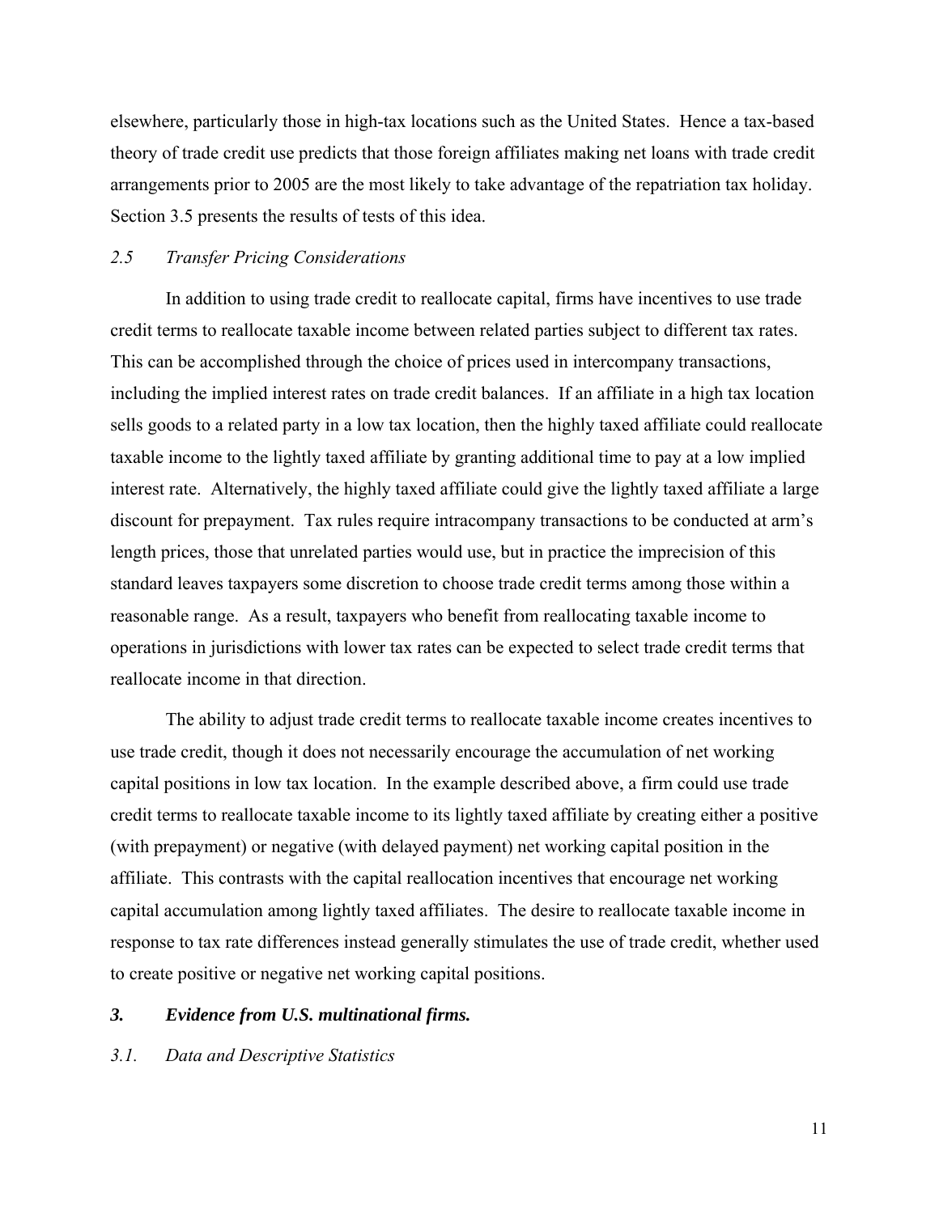elsewhere, particularly those in high-tax locations such as the United States. Hence a tax-based theory of trade credit use predicts that those foreign affiliates making net loans with trade credit arrangements prior to 2005 are the most likely to take advantage of the repatriation tax holiday. Section 3.5 presents the results of tests of this idea.

### *2.5 Transfer Pricing Considerations*

In addition to using trade credit to reallocate capital, firms have incentives to use trade credit terms to reallocate taxable income between related parties subject to different tax rates. This can be accomplished through the choice of prices used in intercompany transactions, including the implied interest rates on trade credit balances. If an affiliate in a high tax location sells goods to a related party in a low tax location, then the highly taxed affiliate could reallocate taxable income to the lightly taxed affiliate by granting additional time to pay at a low implied interest rate. Alternatively, the highly taxed affiliate could give the lightly taxed affiliate a large discount for prepayment. Tax rules require intracompany transactions to be conducted at arm's length prices, those that unrelated parties would use, but in practice the imprecision of this standard leaves taxpayers some discretion to choose trade credit terms among those within a reasonable range. As a result, taxpayers who benefit from reallocating taxable income to operations in jurisdictions with lower tax rates can be expected to select trade credit terms that reallocate income in that direction.

The ability to adjust trade credit terms to reallocate taxable income creates incentives to use trade credit, though it does not necessarily encourage the accumulation of net working capital positions in low tax location. In the example described above, a firm could use trade credit terms to reallocate taxable income to its lightly taxed affiliate by creating either a positive (with prepayment) or negative (with delayed payment) net working capital position in the affiliate. This contrasts with the capital reallocation incentives that encourage net working capital accumulation among lightly taxed affiliates. The desire to reallocate taxable income in response to tax rate differences instead generally stimulates the use of trade credit, whether used to create positive or negative net working capital positions.

## ***3. Evidence from U.S. multinational firms.***

### *3.1. Data and Descriptive Statistics*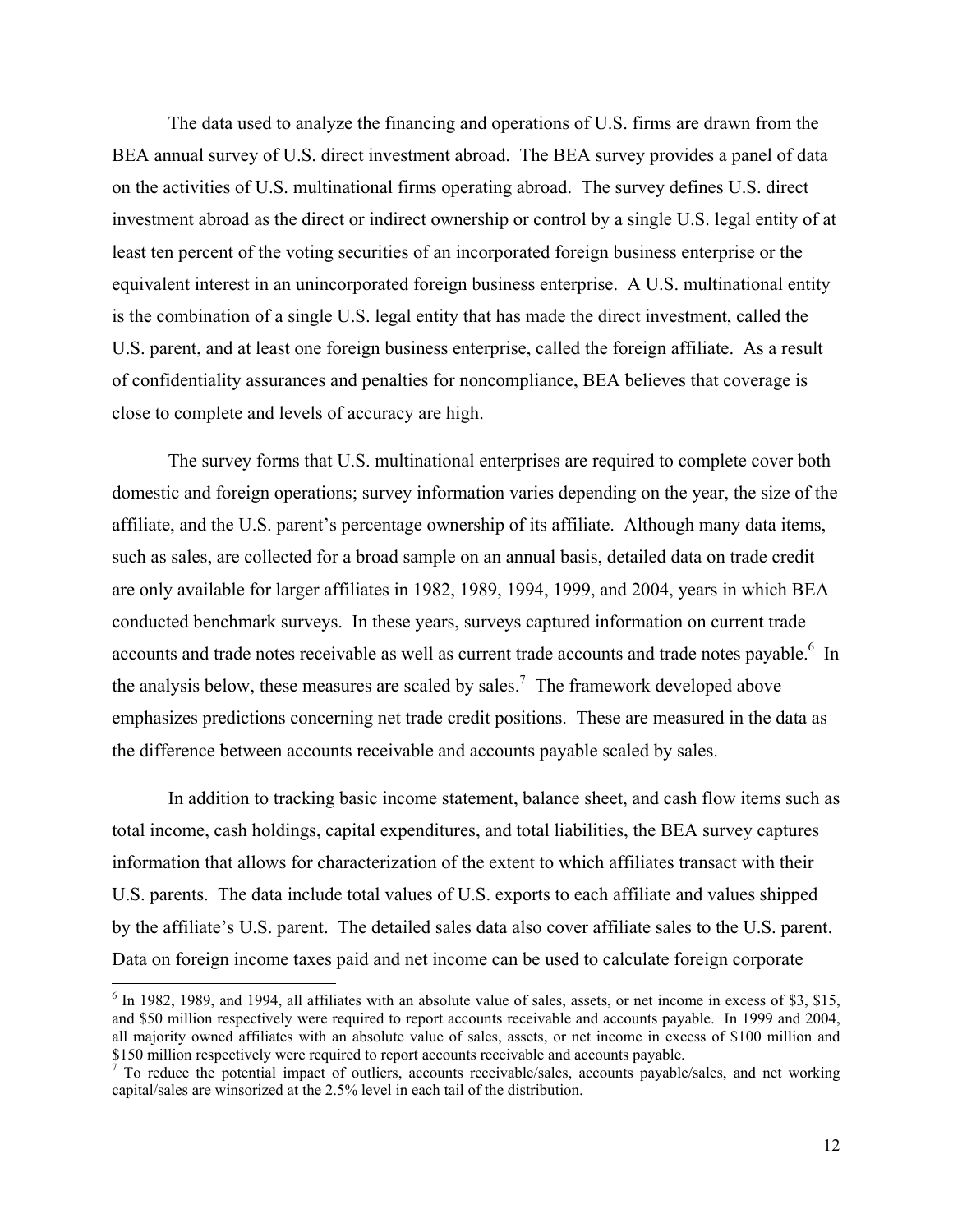The data used to analyze the financing and operations of U.S. firms are drawn from the BEA annual survey of U.S. direct investment abroad. The BEA survey provides a panel of data on the activities of U.S. multinational firms operating abroad. The survey defines U.S. direct investment abroad as the direct or indirect ownership or control by a single U.S. legal entity of at least ten percent of the voting securities of an incorporated foreign business enterprise or the equivalent interest in an unincorporated foreign business enterprise. A U.S. multinational entity is the combination of a single U.S. legal entity that has made the direct investment, called the U.S. parent, and at least one foreign business enterprise, called the foreign affiliate. As a result of confidentiality assurances and penalties for noncompliance, BEA believes that coverage is close to complete and levels of accuracy are high.

The survey forms that U.S. multinational enterprises are required to complete cover both domestic and foreign operations; survey information varies depending on the year, the size of the affiliate, and the U.S. parent's percentage ownership of its affiliate. Although many data items, such as sales, are collected for a broad sample on an annual basis, detailed data on trade credit are only available for larger affiliates in 1982, 1989, 1994, 1999, and 2004, years in which BEA conducted benchmark surveys. In these years, surveys captured information on current trade accounts and trade notes receivable as well as current trade accounts and trade notes payable.[6] In the analysis below, these measures are scaled by sales.[7] The framework developed above emphasizes predictions concerning net trade credit positions. These are measured in the data as the difference between accounts receivable and accounts payable scaled by sales.

In addition to tracking basic income statement, balance sheet, and cash flow items such as total income, cash holdings, capital expenditures, and total liabilities, the BEA survey captures information that allows for characterization of the extent to which affiliates transact with their U.S. parents. The data include total values of U.S. exports to each affiliate and values shipped by the affiliate's U.S. parent. The detailed sales data also cover affiliate sales to the U.S. parent. Data on foreign income taxes paid and net income can be used to calculate foreign corporate

[6] In 1982, 1989, and 1994, all affiliates with an absolute value of sales, assets, or net income in excess of $3, $15, and $50 million respectively were required to report accounts receivable and accounts payable. In 1999 and 2004, all majority owned affiliates with an absolute value of sales, assets, or net income in excess of $100 million and $150 million respectively were required to report accounts receivable and accounts payable.

[7] To reduce the potential impact of outliers, accounts receivable/sales, accounts payable/sales, and net working capital/sales are winsorized at the 2.5% level in each tail of the distribution.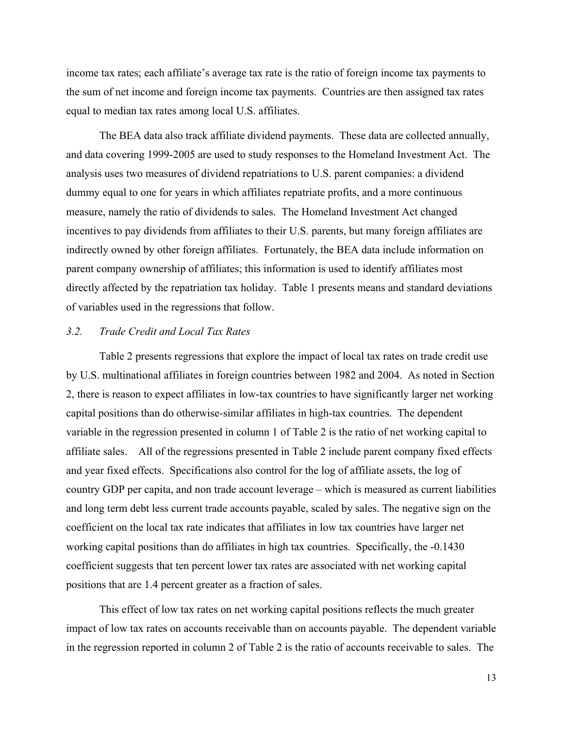income tax rates; each affiliate's average tax rate is the ratio of foreign income tax payments to the sum of net income and foreign income tax payments. Countries are then assigned tax rates equal to median tax rates among local U.S. affiliates.

The BEA data also track affiliate dividend payments. These data are collected annually, and data covering 1999-2005 are used to study responses to the Homeland Investment Act. The analysis uses two measures of dividend repatriations to U.S. parent companies: a dividend dummy equal to one for years in which affiliates repatriate profits, and a more continuous measure, namely the ratio of dividends to sales. The Homeland Investment Act changed incentives to pay dividends from affiliates to their U.S. parents, but many foreign affiliates are indirectly owned by other foreign affiliates. Fortunately, the BEA data include information on parent company ownership of affiliates; this information is used to identify affiliates most directly affected by the repatriation tax holiday. Table 1 presents means and standard deviations of variables used in the regressions that follow.

### *3.2. Trade Credit and Local Tax Rates*

Table 2 presents regressions that explore the impact of local tax rates on trade credit use by U.S. multinational affiliates in foreign countries between 1982 and 2004. As noted in Section 2, there is reason to expect affiliates in low-tax countries to have significantly larger net working capital positions than do otherwise-similar affiliates in high-tax countries. The dependent variable in the regression presented in column 1 of Table 2 is the ratio of net working capital to affiliate sales. All of the regressions presented in Table 2 include parent company fixed effects and year fixed effects. Specifications also control for the log of affiliate assets, the log of country GDP per capita, and non trade account leverage – which is measured as current liabilities and long term debt less current trade accounts payable, scaled by sales. The negative sign on the coefficient on the local tax rate indicates that affiliates in low tax countries have larger net working capital positions than do affiliates in high tax countries. Specifically, the -0.1430 coefficient suggests that ten percent lower tax rates are associated with net working capital positions that are 1.4 percent greater as a fraction of sales.

This effect of low tax rates on net working capital positions reflects the much greater impact of low tax rates on accounts receivable than on accounts payable. The dependent variable in the regression reported in column 2 of Table 2 is the ratio of accounts receivable to sales. The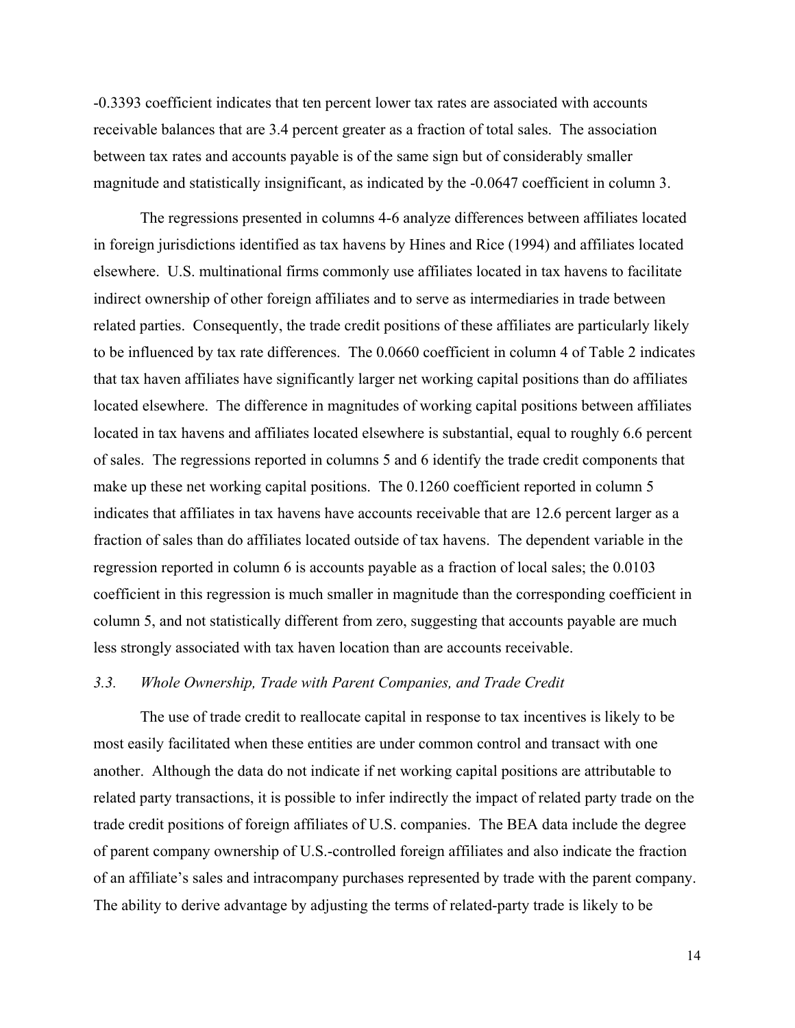-0.3393 coefficient indicates that ten percent lower tax rates are associated with accounts receivable balances that are 3.4 percent greater as a fraction of total sales. The association between tax rates and accounts payable is of the same sign but of considerably smaller magnitude and statistically insignificant, as indicated by the -0.0647 coefficient in column 3.

The regressions presented in columns 4-6 analyze differences between affiliates located in foreign jurisdictions identified as tax havens by Hines and Rice (1994) and affiliates located elsewhere. U.S. multinational firms commonly use affiliates located in tax havens to facilitate indirect ownership of other foreign affiliates and to serve as intermediaries in trade between related parties. Consequently, the trade credit positions of these affiliates are particularly likely to be influenced by tax rate differences. The 0.0660 coefficient in column 4 of Table 2 indicates that tax haven affiliates have significantly larger net working capital positions than do affiliates located elsewhere. The difference in magnitudes of working capital positions between affiliates located in tax havens and affiliates located elsewhere is substantial, equal to roughly 6.6 percent of sales. The regressions reported in columns 5 and 6 identify the trade credit components that make up these net working capital positions. The 0.1260 coefficient reported in column 5 indicates that affiliates in tax havens have accounts receivable that are 12.6 percent larger as a fraction of sales than do affiliates located outside of tax havens. The dependent variable in the regression reported in column 6 is accounts payable as a fraction of local sales; the 0.0103 coefficient in this regression is much smaller in magnitude than the corresponding coefficient in column 5, and not statistically different from zero, suggesting that accounts payable are much less strongly associated with tax haven location than are accounts receivable.

### *3.3. Whole Ownership, Trade with Parent Companies, and Trade Credit*

The use of trade credit to reallocate capital in response to tax incentives is likely to be most easily facilitated when these entities are under common control and transact with one another. Although the data do not indicate if net working capital positions are attributable to related party transactions, it is possible to infer indirectly the impact of related party trade on the trade credit positions of foreign affiliates of U.S. companies. The BEA data include the degree of parent company ownership of U.S.-controlled foreign affiliates and also indicate the fraction of an affiliate's sales and intracompany purchases represented by trade with the parent company. The ability to derive advantage by adjusting the terms of related-party trade is likely to be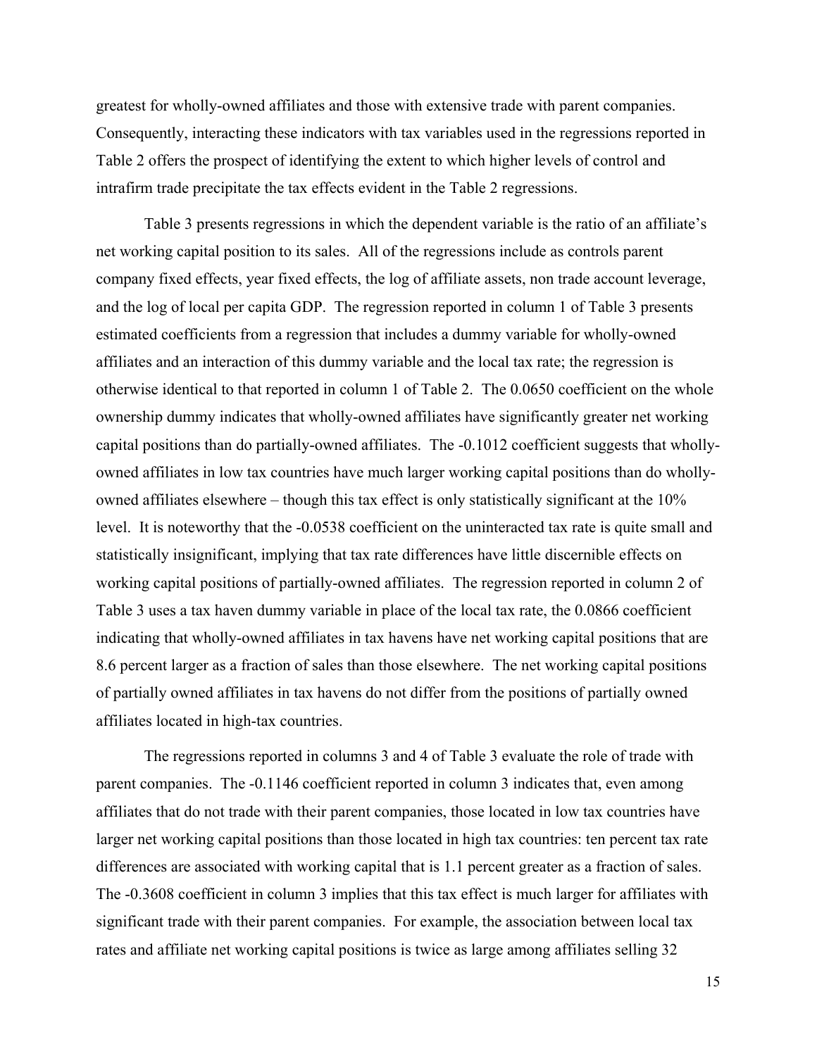greatest for wholly-owned affiliates and those with extensive trade with parent companies. Consequently, interacting these indicators with tax variables used in the regressions reported in Table 2 offers the prospect of identifying the extent to which higher levels of control and intrafirm trade precipitate the tax effects evident in the Table 2 regressions.

Table 3 presents regressions in which the dependent variable is the ratio of an affiliate's net working capital position to its sales. All of the regressions include as controls parent company fixed effects, year fixed effects, the log of affiliate assets, non trade account leverage, and the log of local per capita GDP. The regression reported in column 1 of Table 3 presents estimated coefficients from a regression that includes a dummy variable for wholly-owned affiliates and an interaction of this dummy variable and the local tax rate; the regression is otherwise identical to that reported in column 1 of Table 2. The 0.0650 coefficient on the whole ownership dummy indicates that wholly-owned affiliates have significantly greater net working capital positions than do partially-owned affiliates. The -0.1012 coefficient suggests that wholly-owned affiliates in low tax countries have much larger working capital positions than do wholly-owned affiliates elsewhere – though this tax effect is only statistically significant at the 10% level. It is noteworthy that the -0.0538 coefficient on the uninteracted tax rate is quite small and statistically insignificant, implying that tax rate differences have little discernible effects on working capital positions of partially-owned affiliates. The regression reported in column 2 of Table 3 uses a tax haven dummy variable in place of the local tax rate, the 0.0866 coefficient indicating that wholly-owned affiliates in tax havens have net working capital positions that are 8.6 percent larger as a fraction of sales than those elsewhere. The net working capital positions of partially owned affiliates in tax havens do not differ from the positions of partially owned affiliates located in high-tax countries.

The regressions reported in columns 3 and 4 of Table 3 evaluate the role of trade with parent companies. The -0.1146 coefficient reported in column 3 indicates that, even among affiliates that do not trade with their parent companies, those located in low tax countries have larger net working capital positions than those located in high tax countries: ten percent tax rate differences are associated with working capital that is 1.1 percent greater as a fraction of sales. The -0.3608 coefficient in column 3 implies that this tax effect is much larger for affiliates with significant trade with their parent companies. For example, the association between local tax rates and affiliate net working capital positions is twice as large among affiliates selling 32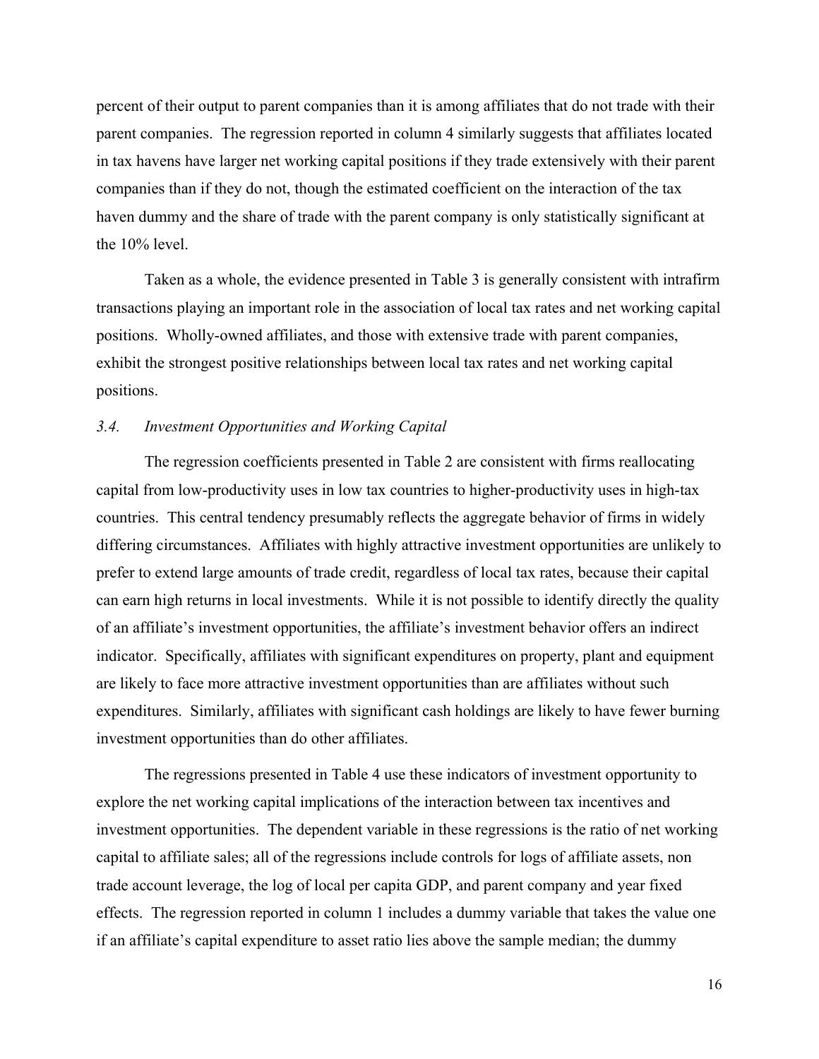percent of their output to parent companies than it is among affiliates that do not trade with their parent companies. The regression reported in column 4 similarly suggests that affiliates located in tax havens have larger net working capital positions if they trade extensively with their parent companies than if they do not, though the estimated coefficient on the interaction of the tax haven dummy and the share of trade with the parent company is only statistically significant at the 10% level.

Taken as a whole, the evidence presented in Table 3 is generally consistent with intrafirm transactions playing an important role in the association of local tax rates and net working capital positions. Wholly-owned affiliates, and those with extensive trade with parent companies, exhibit the strongest positive relationships between local tax rates and net working capital positions.

### *3.4. Investment Opportunities and Working Capital*

The regression coefficients presented in Table 2 are consistent with firms reallocating capital from low-productivity uses in low tax countries to higher-productivity uses in high-tax countries. This central tendency presumably reflects the aggregate behavior of firms in widely differing circumstances. Affiliates with highly attractive investment opportunities are unlikely to prefer to extend large amounts of trade credit, regardless of local tax rates, because their capital can earn high returns in local investments. While it is not possible to identify directly the quality of an affiliate's investment opportunities, the affiliate's investment behavior offers an indirect indicator. Specifically, affiliates with significant expenditures on property, plant and equipment are likely to face more attractive investment opportunities than are affiliates without such expenditures. Similarly, affiliates with significant cash holdings are likely to have fewer burning investment opportunities than do other affiliates.

The regressions presented in Table 4 use these indicators of investment opportunity to explore the net working capital implications of the interaction between tax incentives and investment opportunities. The dependent variable in these regressions is the ratio of net working capital to affiliate sales; all of the regressions include controls for logs of affiliate assets, non trade account leverage, the log of local per capita GDP, and parent company and year fixed effects. The regression reported in column 1 includes a dummy variable that takes the value one if an affiliate's capital expenditure to asset ratio lies above the sample median; the dummy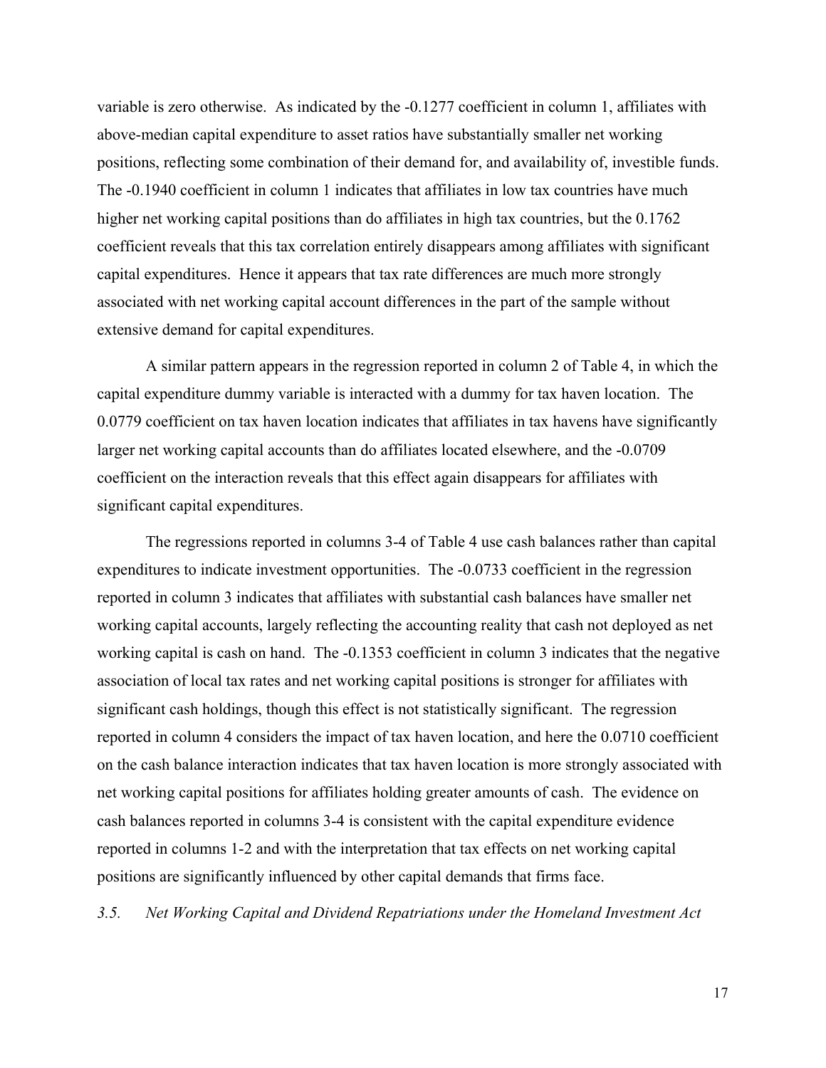variable is zero otherwise. As indicated by the -0.1277 coefficient in column 1, affiliates with above-median capital expenditure to asset ratios have substantially smaller net working positions, reflecting some combination of their demand for, and availability of, investible funds. The -0.1940 coefficient in column 1 indicates that affiliates in low tax countries have much higher net working capital positions than do affiliates in high tax countries, but the 0.1762 coefficient reveals that this tax correlation entirely disappears among affiliates with significant capital expenditures. Hence it appears that tax rate differences are much more strongly associated with net working capital account differences in the part of the sample without extensive demand for capital expenditures.

A similar pattern appears in the regression reported in column 2 of Table 4, in which the capital expenditure dummy variable is interacted with a dummy for tax haven location. The 0.0779 coefficient on tax haven location indicates that affiliates in tax havens have significantly larger net working capital accounts than do affiliates located elsewhere, and the -0.0709 coefficient on the interaction reveals that this effect again disappears for affiliates with significant capital expenditures.

The regressions reported in columns 3-4 of Table 4 use cash balances rather than capital expenditures to indicate investment opportunities. The -0.0733 coefficient in the regression reported in column 3 indicates that affiliates with substantial cash balances have smaller net working capital accounts, largely reflecting the accounting reality that cash not deployed as net working capital is cash on hand. The -0.1353 coefficient in column 3 indicates that the negative association of local tax rates and net working capital positions is stronger for affiliates with significant cash holdings, though this effect is not statistically significant. The regression reported in column 4 considers the impact of tax haven location, and here the 0.0710 coefficient on the cash balance interaction indicates that tax haven location is more strongly associated with net working capital positions for affiliates holding greater amounts of cash. The evidence on cash balances reported in columns 3-4 is consistent with the capital expenditure evidence reported in columns 1-2 and with the interpretation that tax effects on net working capital positions are significantly influenced by other capital demands that firms face.

### *3.5. Net Working Capital and Dividend Repatriations under the Homeland Investment Act*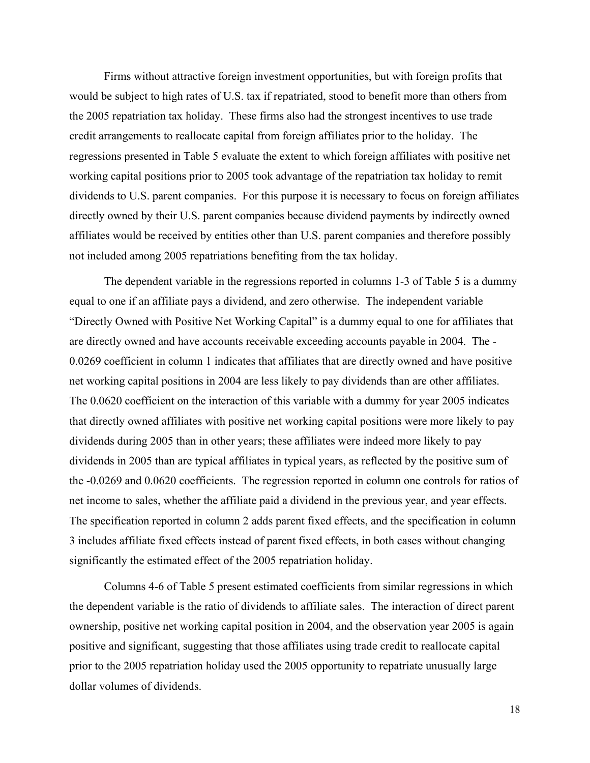Firms without attractive foreign investment opportunities, but with foreign profits that would be subject to high rates of U.S. tax if repatriated, stood to benefit more than others from the 2005 repatriation tax holiday. These firms also had the strongest incentives to use trade credit arrangements to reallocate capital from foreign affiliates prior to the holiday. The regressions presented in Table 5 evaluate the extent to which foreign affiliates with positive net working capital positions prior to 2005 took advantage of the repatriation tax holiday to remit dividends to U.S. parent companies. For this purpose it is necessary to focus on foreign affiliates directly owned by their U.S. parent companies because dividend payments by indirectly owned affiliates would be received by entities other than U.S. parent companies and therefore possibly not included among 2005 repatriations benefiting from the tax holiday.

The dependent variable in the regressions reported in columns 1-3 of Table 5 is a dummy equal to one if an affiliate pays a dividend, and zero otherwise. The independent variable "Directly Owned with Positive Net Working Capital" is a dummy equal to one for affiliates that are directly owned and have accounts receivable exceeding accounts payable in 2004. The -0.0269 coefficient in column 1 indicates that affiliates that are directly owned and have positive net working capital positions in 2004 are less likely to pay dividends than are other affiliates. The 0.0620 coefficient on the interaction of this variable with a dummy for year 2005 indicates that directly owned affiliates with positive net working capital positions were more likely to pay dividends during 2005 than in other years; these affiliates were indeed more likely to pay dividends in 2005 than are typical affiliates in typical years, as reflected by the positive sum of the -0.0269 and 0.0620 coefficients. The regression reported in column one controls for ratios of net income to sales, whether the affiliate paid a dividend in the previous year, and year effects. The specification reported in column 2 adds parent fixed effects, and the specification in column 3 includes affiliate fixed effects instead of parent fixed effects, in both cases without changing significantly the estimated effect of the 2005 repatriation holiday.

Columns 4-6 of Table 5 present estimated coefficients from similar regressions in which the dependent variable is the ratio of dividends to affiliate sales. The interaction of direct parent ownership, positive net working capital position in 2004, and the observation year 2005 is again positive and significant, suggesting that those affiliates using trade credit to reallocate capital prior to the 2005 repatriation holiday used the 2005 opportunity to repatriate unusually large dollar volumes of dividends.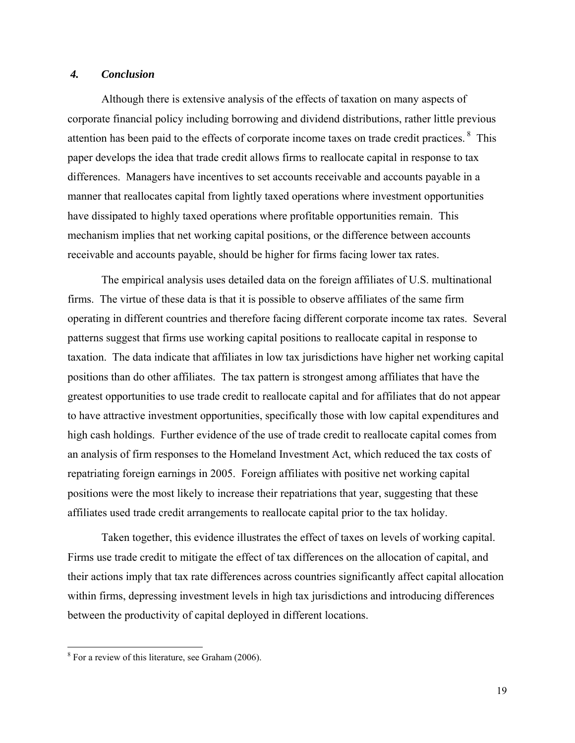## *4. Conclusion*

Although there is extensive analysis of the effects of taxation on many aspects of corporate financial policy including borrowing and dividend distributions, rather little previous attention has been paid to the effects of corporate income taxes on trade credit practices.[8] This paper develops the idea that trade credit allows firms to reallocate capital in response to tax differences. Managers have incentives to set accounts receivable and accounts payable in a manner that reallocates capital from lightly taxed operations where investment opportunities have dissipated to highly taxed operations where profitable opportunities remain. This mechanism implies that net working capital positions, or the difference between accounts receivable and accounts payable, should be higher for firms facing lower tax rates.

The empirical analysis uses detailed data on the foreign affiliates of U.S. multinational firms. The virtue of these data is that it is possible to observe affiliates of the same firm operating in different countries and therefore facing different corporate income tax rates. Several patterns suggest that firms use working capital positions to reallocate capital in response to taxation. The data indicate that affiliates in low tax jurisdictions have higher net working capital positions than do other affiliates. The tax pattern is strongest among affiliates that have the greatest opportunities to use trade credit to reallocate capital and for affiliates that do not appear to have attractive investment opportunities, specifically those with low capital expenditures and high cash holdings. Further evidence of the use of trade credit to reallocate capital comes from an analysis of firm responses to the Homeland Investment Act, which reduced the tax costs of repatriating foreign earnings in 2005. Foreign affiliates with positive net working capital positions were the most likely to increase their repatriations that year, suggesting that these affiliates used trade credit arrangements to reallocate capital prior to the tax holiday.

Taken together, this evidence illustrates the effect of taxes on levels of working capital. Firms use trade credit to mitigate the effect of tax differences on the allocation of capital, and their actions imply that tax rate differences across countries significantly affect capital allocation within firms, depressing investment levels in high tax jurisdictions and introducing differences between the productivity of capital deployed in different locations.

[8] For a review of this literature, see Graham (2006).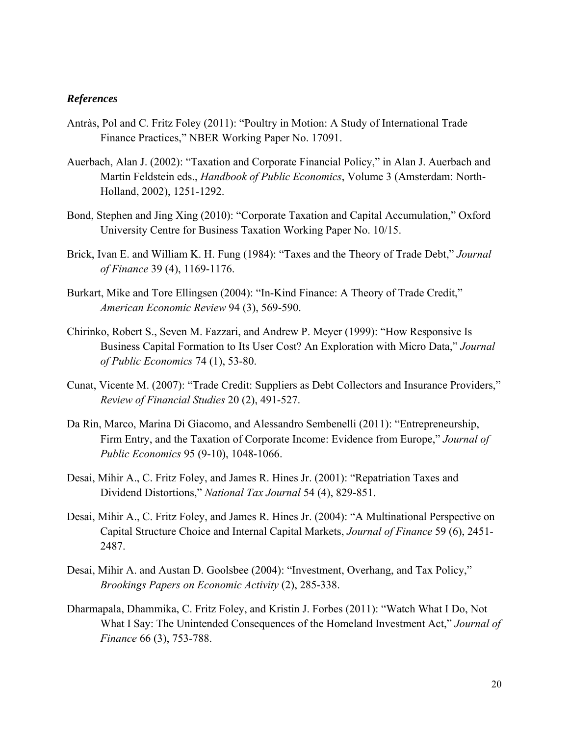### *References*

Antràs, Pol and C. Fritz Foley (2011): "Poultry in Motion: A Study of International Trade Finance Practices," NBER Working Paper No. 17091.

Auerbach, Alan J. (2002): "Taxation and Corporate Financial Policy," in Alan J. Auerbach and Martin Feldstein eds., *Handbook of Public Economics*, Volume 3 (Amsterdam: North-Holland, 2002), 1251-1292.

Bond, Stephen and Jing Xing (2010): "Corporate Taxation and Capital Accumulation," Oxford University Centre for Business Taxation Working Paper No. 10/15.

Brick, Ivan E. and William K. H. Fung (1984): "Taxes and the Theory of Trade Debt," *Journal of Finance* 39 (4), 1169-1176.

Burkart, Mike and Tore Ellingsen (2004): "In-Kind Finance: A Theory of Trade Credit," *American Economic Review* 94 (3), 569-590.

Chirinko, Robert S., Seven M. Fazzari, and Andrew P. Meyer (1999): "How Responsive Is Business Capital Formation to Its User Cost? An Exploration with Micro Data," *Journal of Public Economics* 74 (1), 53-80.

Cunat, Vicente M. (2007): "Trade Credit: Suppliers as Debt Collectors and Insurance Providers," *Review of Financial Studies* 20 (2), 491-527.

Da Rin, Marco, Marina Di Giacomo, and Alessandro Sembenelli (2011): "Entrepreneurship, Firm Entry, and the Taxation of Corporate Income: Evidence from Europe," *Journal of Public Economics* 95 (9-10), 1048-1066.

Desai, Mihir A., C. Fritz Foley, and James R. Hines Jr. (2001): "Repatriation Taxes and Dividend Distortions," *National Tax Journal* 54 (4), 829-851.

Desai, Mihir A., C. Fritz Foley, and James R. Hines Jr. (2004): "A Multinational Perspective on Capital Structure Choice and Internal Capital Markets, *Journal of Finance* 59 (6), 2451-2487.

Desai, Mihir A. and Austan D. Goolsbee (2004): "Investment, Overhang, and Tax Policy," *Brookings Papers on Economic Activity* (2), 285-338.

Dharmapala, Dhammika, C. Fritz Foley, and Kristin J. Forbes (2011): "Watch What I Do, Not What I Say: The Unintended Consequences of the Homeland Investment Act," *Journal of Finance* 66 (3), 753-788.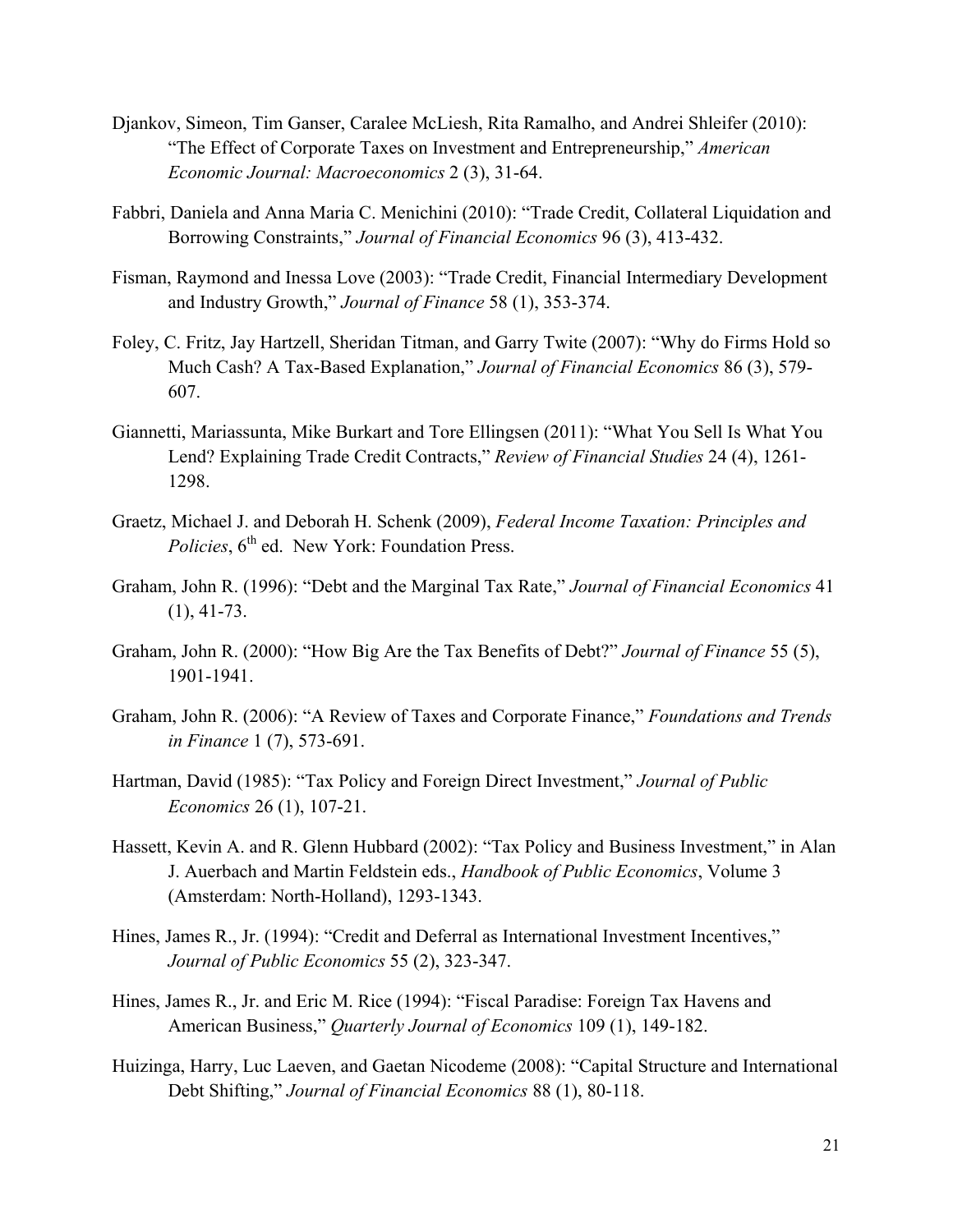Djankov, Simeon, Tim Ganser, Caralee McLiesh, Rita Ramalho, and Andrei Shleifer (2010): "The Effect of Corporate Taxes on Investment and Entrepreneurship," *American Economic Journal: Macroeconomics* 2 (3), 31-64.

Fabbri, Daniela and Anna Maria C. Menichini (2010): "Trade Credit, Collateral Liquidation and Borrowing Constraints," *Journal of Financial Economics* 96 (3), 413-432.

Fisman, Raymond and Inessa Love (2003): "Trade Credit, Financial Intermediary Development and Industry Growth," *Journal of Finance* 58 (1), 353-374.

Foley, C. Fritz, Jay Hartzell, Sheridan Titman, and Garry Twite (2007): "Why do Firms Hold so Much Cash? A Tax-Based Explanation," *Journal of Financial Economics* 86 (3), 579-607.

Giannetti, Mariassunta, Mike Burkart and Tore Ellingsen (2011): "What You Sell Is What You Lend? Explaining Trade Credit Contracts," *Review of Financial Studies* 24 (4), 1261-1298.

Graetz, Michael J. and Deborah H. Schenk (2009), *Federal Income Taxation: Principles and Policies*, 6th ed. New York: Foundation Press.

Graham, John R. (1996): "Debt and the Marginal Tax Rate," *Journal of Financial Economics* 41 (1), 41-73.

Graham, John R. (2000): "How Big Are the Tax Benefits of Debt?" *Journal of Finance* 55 (5), 1901-1941.

Graham, John R. (2006): "A Review of Taxes and Corporate Finance," *Foundations and Trends in Finance* 1 (7), 573-691.

Hartman, David (1985): "Tax Policy and Foreign Direct Investment," *Journal of Public Economics* 26 (1), 107-21.

Hassett, Kevin A. and R. Glenn Hubbard (2002): "Tax Policy and Business Investment," in Alan J. Auerbach and Martin Feldstein eds., *Handbook of Public Economics*, Volume 3 (Amsterdam: North-Holland), 1293-1343.

Hines, James R., Jr. (1994): "Credit and Deferral as International Investment Incentives," *Journal of Public Economics* 55 (2), 323-347.

Hines, James R., Jr. and Eric M. Rice (1994): "Fiscal Paradise: Foreign Tax Havens and American Business," *Quarterly Journal of Economics* 109 (1), 149-182.

Huizinga, Harry, Luc Laeven, and Gaetan Nicodeme (2008): "Capital Structure and International Debt Shifting," *Journal of Financial Economics* 88 (1), 80-118.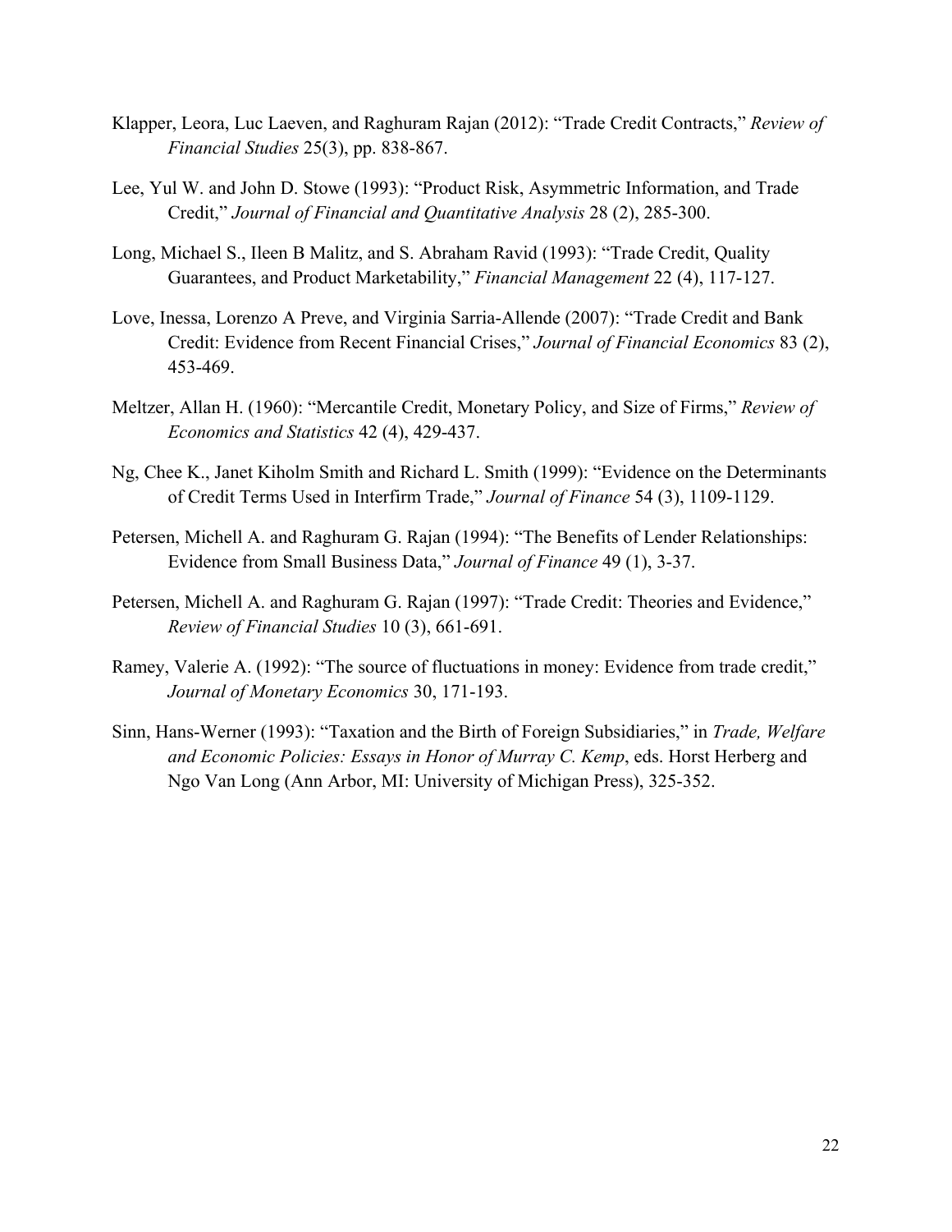Klapper, Leora, Luc Laeven, and Raghuram Rajan (2012): "Trade Credit Contracts," *Review of Financial Studies* 25(3), pp. 838-867.

Lee, Yul W. and John D. Stowe (1993): "Product Risk, Asymmetric Information, and Trade Credit," *Journal of Financial and Quantitative Analysis* 28 (2), 285-300.

Long, Michael S., Ileen B Malitz, and S. Abraham Ravid (1993): "Trade Credit, Quality Guarantees, and Product Marketability," *Financial Management* 22 (4), 117-127.

Love, Inessa, Lorenzo A Preve, and Virginia Sarria-Allende (2007): "Trade Credit and Bank Credit: Evidence from Recent Financial Crises," *Journal of Financial Economics* 83 (2), 453-469.

Meltzer, Allan H. (1960): "Mercantile Credit, Monetary Policy, and Size of Firms," *Review of Economics and Statistics* 42 (4), 429-437.

Ng, Chee K., Janet Kiholm Smith and Richard L. Smith (1999): "Evidence on the Determinants of Credit Terms Used in Interfirm Trade," *Journal of Finance* 54 (3), 1109-1129.

Petersen, Michell A. and Raghuram G. Rajan (1994): "The Benefits of Lender Relationships: Evidence from Small Business Data," *Journal of Finance* 49 (1), 3-37.

Petersen, Michell A. and Raghuram G. Rajan (1997): "Trade Credit: Theories and Evidence," *Review of Financial Studies* 10 (3), 661-691.

Ramey, Valerie A. (1992): "The source of fluctuations in money: Evidence from trade credit," *Journal of Monetary Economics* 30, 171-193.

Sinn, Hans-Werner (1993): "Taxation and the Birth of Foreign Subsidiaries," in *Trade, Welfare and Economic Policies: Essays in Honor of Murray C. Kemp*, eds. Horst Herberg and Ngo Van Long (Ann Arbor, MI: University of Michigan Press), 325-352.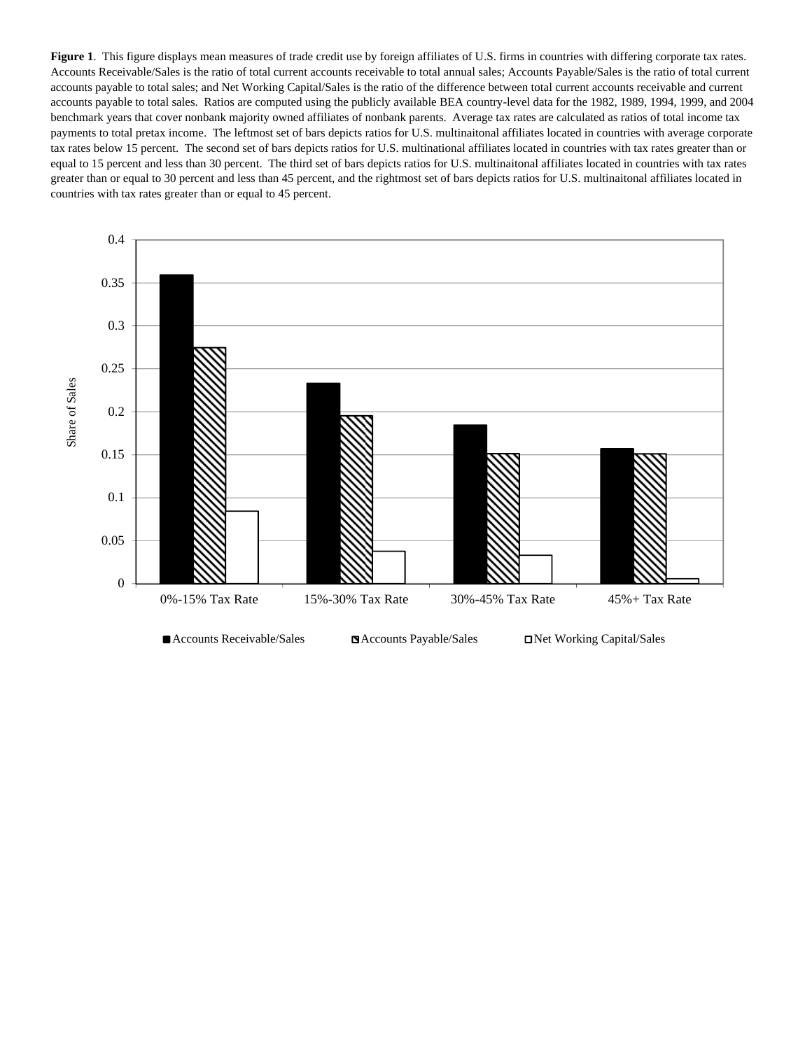**Figure 1**. This figure displays mean measures of trade credit use by foreign affiliates of U.S. firms in countries with differing corporate tax rates. Accounts Receivable/Sales is the ratio of total current accounts receivable to total annual sales; Accounts Payable/Sales is the ratio of total current accounts payable to total sales; and Net Working Capital/Sales is the ratio of the difference between total current accounts receivable and current accounts payable to total sales. Ratios are computed using the publicly available BEA country-level data for the 1982, 1989, 1994, 1999, and 2004 benchmark years that cover nonbank majority owned affiliates of nonbank parents. Average tax rates are calculated as ratios of total income tax payments to total pretax income. The leftmost set of bars depicts ratios for U.S. multinaitonal affiliates located in countries with average corporate tax rates below 15 percent. The second set of bars depicts ratios for U.S. multinational affiliates located in countries with tax rates greater than or equal to 15 percent and less than 30 percent. The third set of bars depicts ratios for U.S. multinaitonal affiliates located in countries with tax rates greater than or equal to 30 percent and less than 45 percent, and the rightmost set of bars depicts ratios for U.S. multinaitonal affiliates located in countries with tax rates greater than or equal to 45 percent.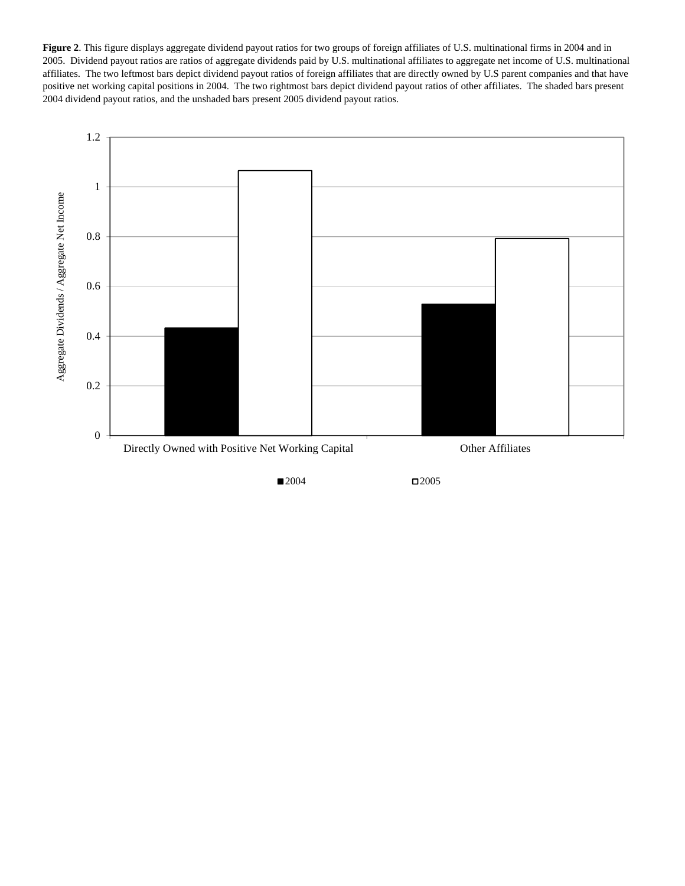**Figure 2**. This figure displays aggregate dividend payout ratios for two groups of foreign affiliates of U.S. multinational firms in 2004 and in 2005. Dividend payout ratios are ratios of aggregate dividends paid by U.S. multinational affiliates to aggregate net income of U.S. multinational affiliates. The two leftmost bars depict dividend payout ratios of foreign affiliates that are directly owned by U.S parent companies and that have positive net working capital positions in 2004. The two rightmost bars depict dividend payout ratios of other affiliates. The shaded bars present 2004 dividend payout ratios, and the unshaded bars present 2005 dividend payout ratios.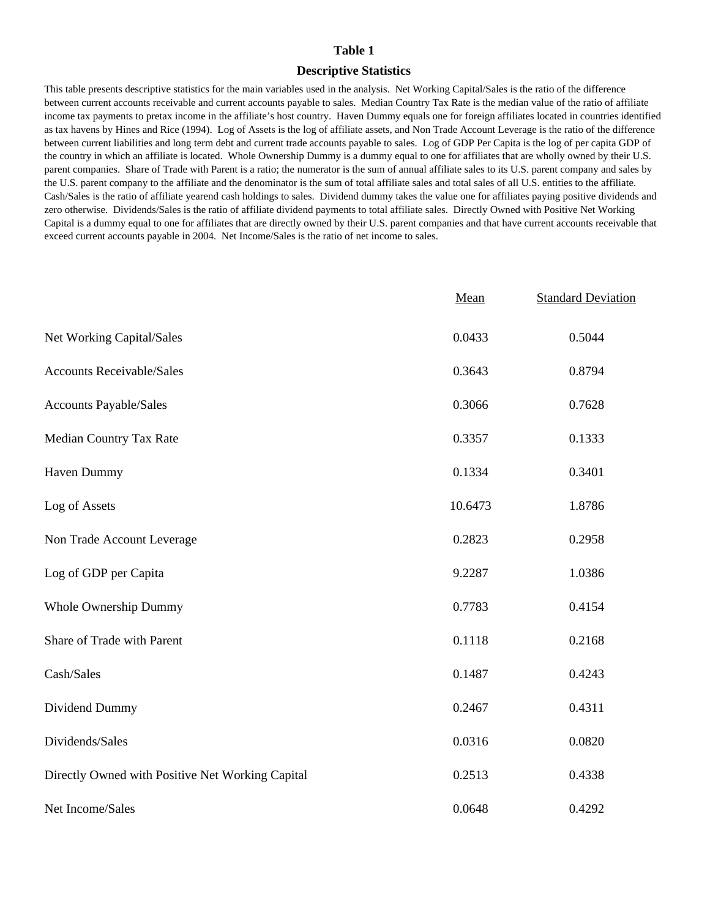# Table 1

## Descriptive Statistics

This table presents descriptive statistics for the main variables used in the analysis. Net Working Capital/Sales is the ratio of the difference between current accounts receivable and current accounts payable to sales. Median Country Tax Rate is the median value of the ratio of affiliate income tax payments to pretax income in the affiliate's host country. Haven Dummy equals one for foreign affiliates located in countries identified as tax havens by Hines and Rice (1994). Log of Assets is the log of affiliate assets, and Non Trade Account Leverage is the ratio of the difference between current liabilities and long term debt and current trade accounts payable to sales. Log of GDP Per Capita is the log of per capita GDP of the country in which an affiliate is located. Whole Ownership Dummy is a dummy equal to one for affiliates that are wholly owned by their U.S. parent companies. Share of Trade with Parent is a ratio; the numerator is the sum of annual affiliate sales to its U.S. parent company and sales by the U.S. parent company to the affiliate and the denominator is the sum of total affiliate sales and total sales of all U.S. entities to the affiliate. Cash/Sales is the ratio of affiliate yearend cash holdings to sales. Dividend dummy takes the value one for affiliates paying positive dividends and zero otherwise. Dividends/Sales is the ratio of affiliate dividend payments to total affiliate sales. Directly Owned with Positive Net Working Capital is a dummy equal to one for affiliates that are directly owned by their U.S. parent companies and that have current accounts receivable that exceed current accounts payable in 2004. Net Income/Sales is the ratio of net income to sales.

| | Mean | Standard Deviation |
|---|---|---|
| Net Working Capital/Sales | 0.0433 | 0.5044 |
| Accounts Receivable/Sales | 0.3643 | 0.8794 |
| Accounts Payable/Sales | 0.3066 | 0.7628 |
| Median Country Tax Rate | 0.3357 | 0.1333 |
| Haven Dummy | 0.1334 | 0.3401 |
| Log of Assets | 10.6473 | 1.8786 |
| Non Trade Account Leverage | 0.2823 | 0.2958 |
| Log of GDP per Capita | 9.2287 | 1.0386 |
| Whole Ownership Dummy | 0.7783 | 0.4154 |
| Share of Trade with Parent | 0.1118 | 0.2168 |
| Cash/Sales | 0.1487 | 0.4243 |
| Dividend Dummy | 0.2467 | 0.4311 |
| Dividends/Sales | 0.0316 | 0.0820 |
| Directly Owned with Positive Net Working Capital | 0.2513 | 0.4338 |
| Net Income/Sales | 0.0648 | 0.4292 |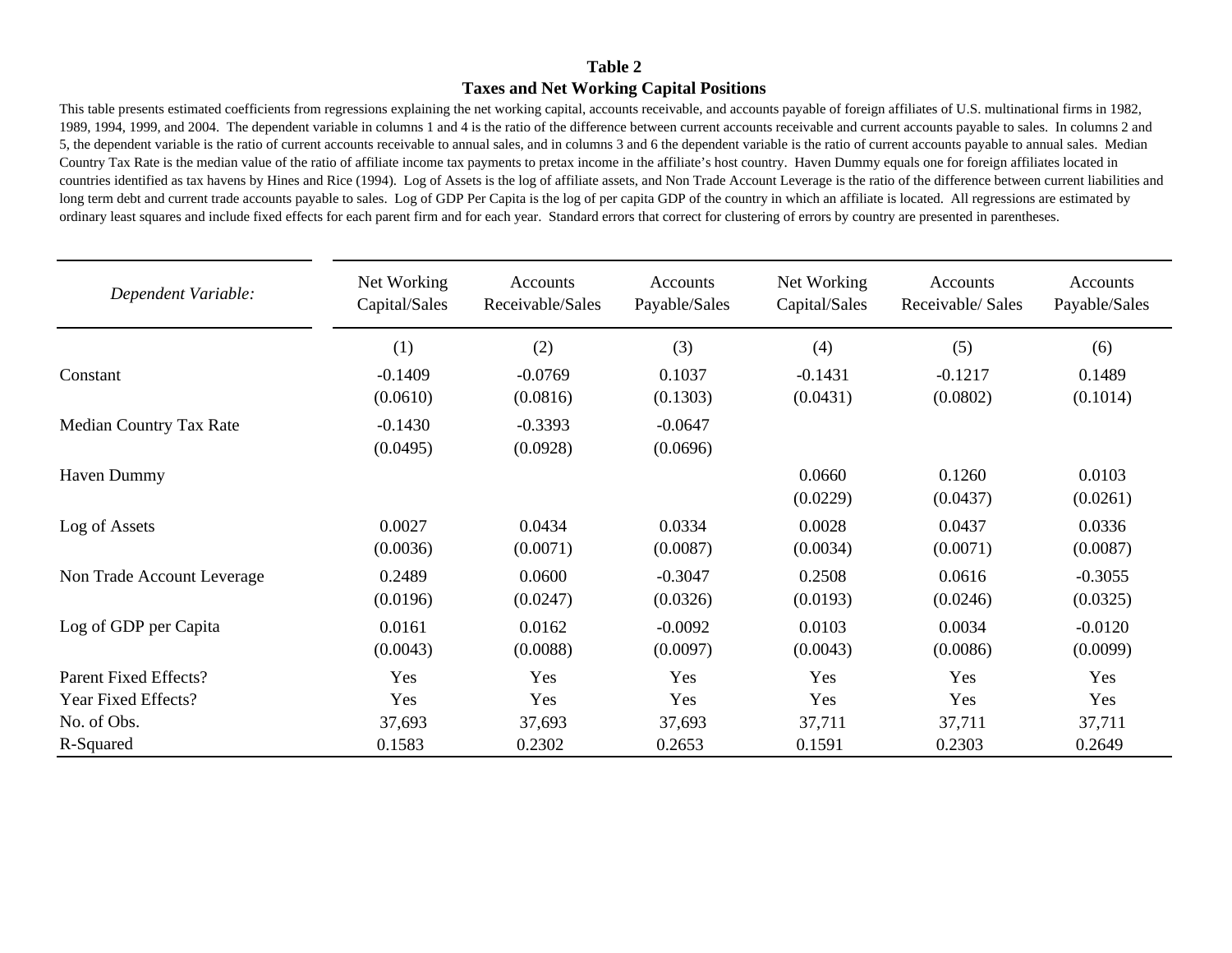**Table 2**

**Taxes and Net Working Capital Positions**

This table presents estimated coefficients from regressions explaining the net working capital, accounts receivable, and accounts payable of foreign affiliates of U.S. multinational firms in 1982, 1989, 1994, 1999, and 2004. The dependent variable in columns 1 and 4 is the ratio of the difference between current accounts receivable and current accounts payable to sales. In columns 2 and 5, the dependent variable is the ratio of current accounts receivable to annual sales, and in columns 3 and 6 the dependent variable is the ratio of current accounts payable to annual sales. Median Country Tax Rate is the median value of the ratio of affiliate income tax payments to pretax income in the affiliate's host country. Haven Dummy equals one for foreign affiliates located in countries identified as tax havens by Hines and Rice (1994). Log of Assets is the log of affiliate assets, and Non Trade Account Leverage is the ratio of the difference between current liabilities and long term debt and current trade accounts payable to sales. Log of GDP Per Capita is the log of per capita GDP of the country in which an affiliate is located. All regressions are estimated by ordinary least squares and include fixed effects for each parent firm and for each year. Standard errors that correct for clustering of errors by country are presented in parentheses.

| *Dependent Variable:* | Net Working Capital/Sales | Accounts Receivable/Sales | Accounts Payable/Sales | Net Working Capital/Sales | Accounts Receivable/ Sales | Accounts Payable/Sales |
|---|---|---|---|---|---|---|
| | (1) | (2) | (3) | (4) | (5) | (6) |
| Constant | -0.1409 | -0.0769 | 0.1037 | -0.1431 | -0.1217 | 0.1489 |
| | (0.0610) | (0.0816) | (0.1303) | (0.0431) | (0.0802) | (0.1014) |
| Median Country Tax Rate | -0.1430 | -0.3393 | -0.0647 | | | |
| | (0.0495) | (0.0928) | (0.0696) | | | |
| Haven Dummy | | | | 0.0660 | 0.1260 | 0.0103 |
| | | | | (0.0229) | (0.0437) | (0.0261) |
| Log of Assets | 0.0027 | 0.0434 | 0.0334 | 0.0028 | 0.0437 | 0.0336 |
| | (0.0036) | (0.0071) | (0.0087) | (0.0034) | (0.0071) | (0.0087) |
| Non Trade Account Leverage | 0.2489 | 0.0600 | -0.3047 | 0.2508 | 0.0616 | -0.3055 |
| | (0.0196) | (0.0247) | (0.0326) | (0.0193) | (0.0246) | (0.0325) |
| Log of GDP per Capita | 0.0161 | 0.0162 | -0.0092 | 0.0103 | 0.0034 | -0.0120 |
| | (0.0043) | (0.0088) | (0.0097) | (0.0043) | (0.0086) | (0.0099) |
| Parent Fixed Effects? | Yes | Yes | Yes | Yes | Yes | Yes |
| Year Fixed Effects? | Yes | Yes | Yes | Yes | Yes | Yes |
| No. of Obs. | 37,693 | 37,693 | 37,693 | 37,711 | 37,711 | 37,711 |
| R-Squared | 0.1583 | 0.2302 | 0.2653 | 0.1591 | 0.2303 | 0.2649 |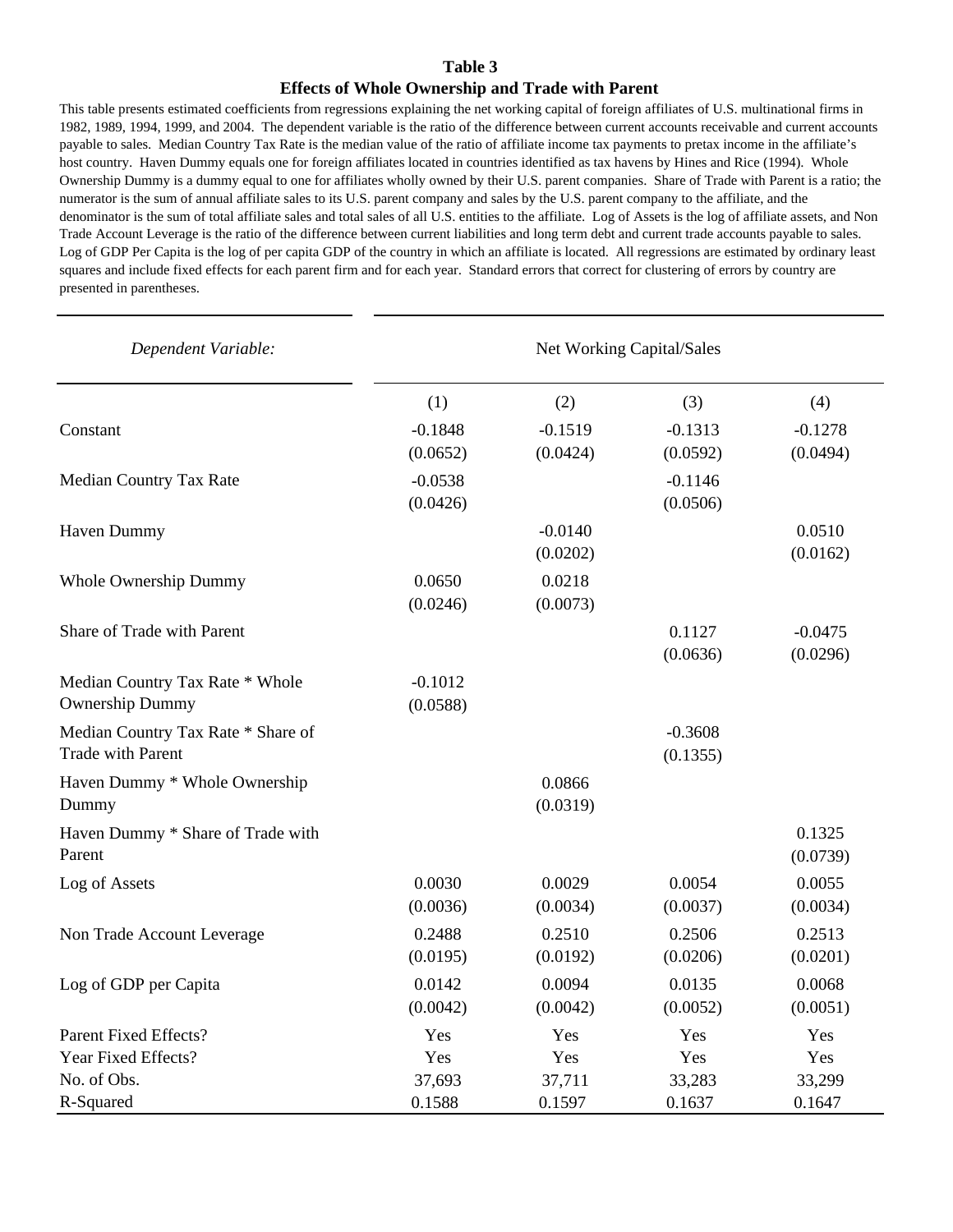**Table 3**

**Effects of Whole Ownership and Trade with Parent**

This table presents estimated coefficients from regressions explaining the net working capital of foreign affiliates of U.S. multinational firms in 1982, 1989, 1994, 1999, and 2004. The dependent variable is the ratio of the difference between current accounts receivable and current accounts payable to sales. Median Country Tax Rate is the median value of the ratio of affiliate income tax payments to pretax income in the affiliate's host country. Haven Dummy equals one for foreign affiliates located in countries identified as tax havens by Hines and Rice (1994). Whole Ownership Dummy is a dummy equal to one for affiliates wholly owned by their U.S. parent companies. Share of Trade with Parent is a ratio; the numerator is the sum of annual affiliate sales to its U.S. parent company and sales by the U.S. parent company to the affiliate, and the denominator is the sum of total affiliate sales and total sales of all U.S. entities to the affiliate. Log of Assets is the log of affiliate assets, and Non Trade Account Leverage is the ratio of the difference between current liabilities and long term debt and current trade accounts payable to sales. Log of GDP Per Capita is the log of per capita GDP of the country in which an affiliate is located. All regressions are estimated by ordinary least squares and include fixed effects for each parent firm and for each year. Standard errors that correct for clustering of errors by country are presented in parentheses.

| *Dependent Variable:* | Net Working Capital/Sales | | | |
|---|---|---|---|---|
| | (1) | (2) | (3) | (4) |
| Constant | -0.1848 | -0.1519 | -0.1313 | -0.1278 |
| | (0.0652) | (0.0424) | (0.0592) | (0.0494) |
| Median Country Tax Rate | -0.0538 | | -0.1146 | |
| | (0.0426) | | (0.0506) | |
| Haven Dummy | | -0.0140 | | 0.0510 |
| | | (0.0202) | | (0.0162) |
| Whole Ownership Dummy | 0.0650 | 0.0218 | | |
| | (0.0246) | (0.0073) | | |
| Share of Trade with Parent | | | 0.1127 | -0.0475 |
| | | | (0.0636) | (0.0296) |
| Median Country Tax Rate * Whole Ownership Dummy | -0.1012 | | | |
| | (0.0588) | | | |
| Median Country Tax Rate * Share of Trade with Parent | | | -0.3608 | |
| | | | (0.1355) | |
| Haven Dummy * Whole Ownership Dummy | | 0.0866 | | |
| | | (0.0319) | | |
| Haven Dummy * Share of Trade with Parent | | | | 0.1325 |
| | | | | (0.0739) |
| Log of Assets | 0.0030 | 0.0029 | 0.0054 | 0.0055 |
| | (0.0036) | (0.0034) | (0.0037) | (0.0034) |
| Non Trade Account Leverage | 0.2488 | 0.2510 | 0.2506 | 0.2513 |
| | (0.0195) | (0.0192) | (0.0206) | (0.0201) |
| Log of GDP per Capita | 0.0142 | 0.0094 | 0.0135 | 0.0068 |
| | (0.0042) | (0.0042) | (0.0052) | (0.0051) |
| Parent Fixed Effects? | Yes | Yes | Yes | Yes |
| Year Fixed Effects? | Yes | Yes | Yes | Yes |
| No. of Obs. | 37,693 | 37,711 | 33,283 | 33,299 |
| R-Squared | 0.1588 | 0.1597 | 0.1637 | 0.1647 |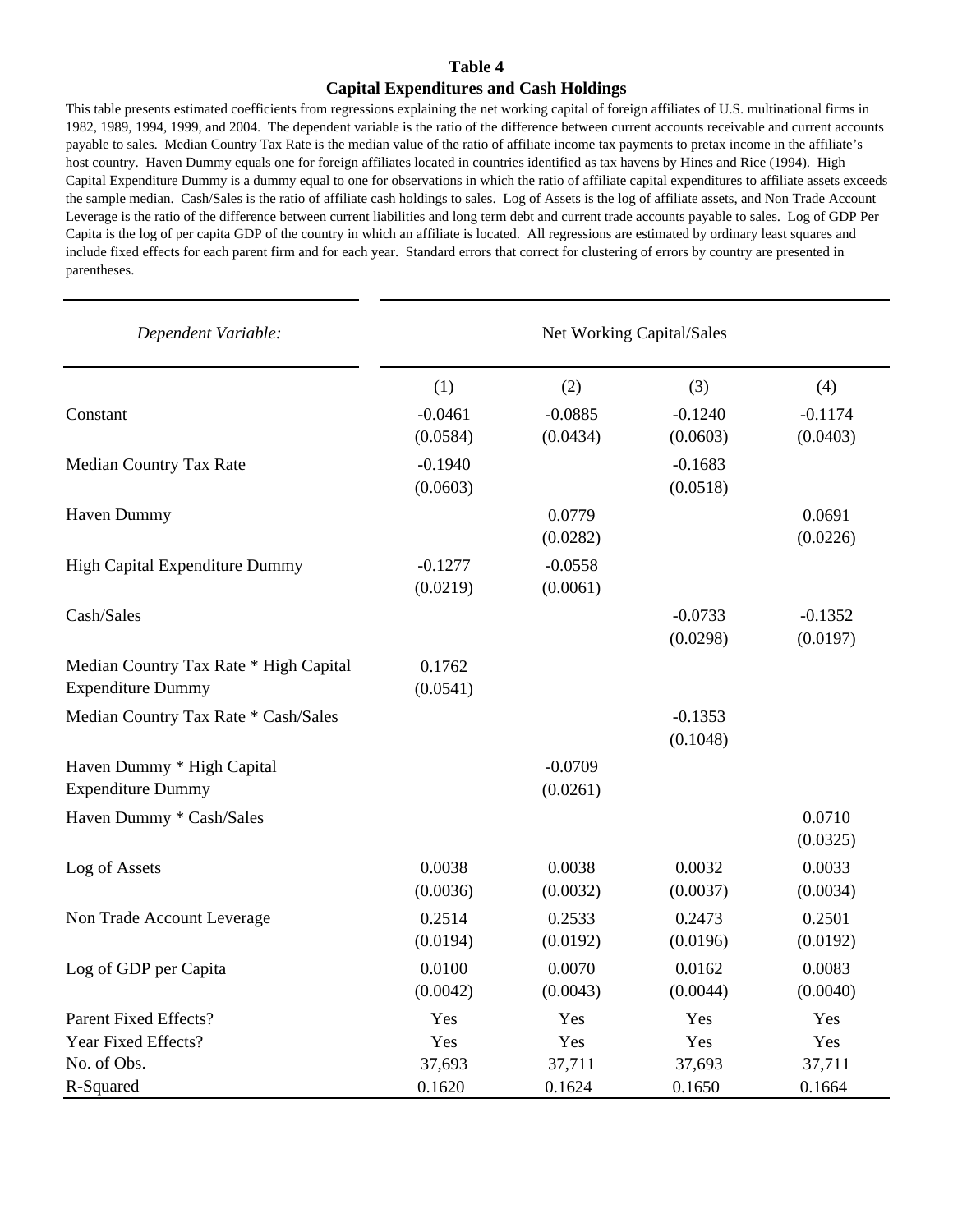**Table 4**

**Capital Expenditures and Cash Holdings**

This table presents estimated coefficients from regressions explaining the net working capital of foreign affiliates of U.S. multinational firms in 1982, 1989, 1994, 1999, and 2004. The dependent variable is the ratio of the difference between current accounts receivable and current accounts payable to sales. Median Country Tax Rate is the median value of the ratio of affiliate income tax payments to pretax income in the affiliate's host country. Haven Dummy equals one for foreign affiliates located in countries identified as tax havens by Hines and Rice (1994). High Capital Expenditure Dummy is a dummy equal to one for observations in which the ratio of affiliate capital expenditures to affiliate assets exceeds the sample median. Cash/Sales is the ratio of affiliate cash holdings to sales. Log of Assets is the log of affiliate assets, and Non Trade Account Leverage is the ratio of the difference between current liabilities and long term debt and current trade accounts payable to sales. Log of GDP Per Capita is the log of per capita GDP of the country in which an affiliate is located. All regressions are estimated by ordinary least squares and include fixed effects for each parent firm and for each year. Standard errors that correct for clustering of errors by country are presented in parentheses.

| *Dependent Variable:* | Net Working Capital/Sales | | | |
|---|---|---|---|---|
| | (1) | (2) | (3) | (4) |
| Constant | -0.0461 | -0.0885 | -0.1240 | -0.1174 |
| | (0.0584) | (0.0434) | (0.0603) | (0.0403) |
| Median Country Tax Rate | -0.1940 | | -0.1683 | |
| | (0.0603) | | (0.0518) | |
| Haven Dummy | | 0.0779 | | 0.0691 |
| | | (0.0282) | | (0.0226) |
| High Capital Expenditure Dummy | -0.1277 | -0.0558 | | |
| | (0.0219) | (0.0061) | | |
| Cash/Sales | | | -0.0733 | -0.1352 |
| | | | (0.0298) | (0.0197) |
| Median Country Tax Rate * High Capital Expenditure Dummy | 0.1762 | | | |
| | (0.0541) | | | |
| Median Country Tax Rate * Cash/Sales | | | -0.1353 | |
| | | | (0.1048) | |
| Haven Dummy * High Capital Expenditure Dummy | | -0.0709 | | |
| | | (0.0261) | | |
| Haven Dummy * Cash/Sales | | | | 0.0710 |
| | | | | (0.0325) |
| Log of Assets | 0.0038 | 0.0038 | 0.0032 | 0.0033 |
| | (0.0036) | (0.0032) | (0.0037) | (0.0034) |
| Non Trade Account Leverage | 0.2514 | 0.2533 | 0.2473 | 0.2501 |
| | (0.0194) | (0.0192) | (0.0196) | (0.0192) |
| Log of GDP per Capita | 0.0100 | 0.0070 | 0.0162 | 0.0083 |
| | (0.0042) | (0.0043) | (0.0044) | (0.0040) |
| Parent Fixed Effects? | Yes | Yes | Yes | Yes |
| Year Fixed Effects? | Yes | Yes | Yes | Yes |
| No. of Obs. | 37,693 | 37,711 | 37,693 | 37,711 |
| R-Squared | 0.1620 | 0.1624 | 0.1650 | 0.1664 |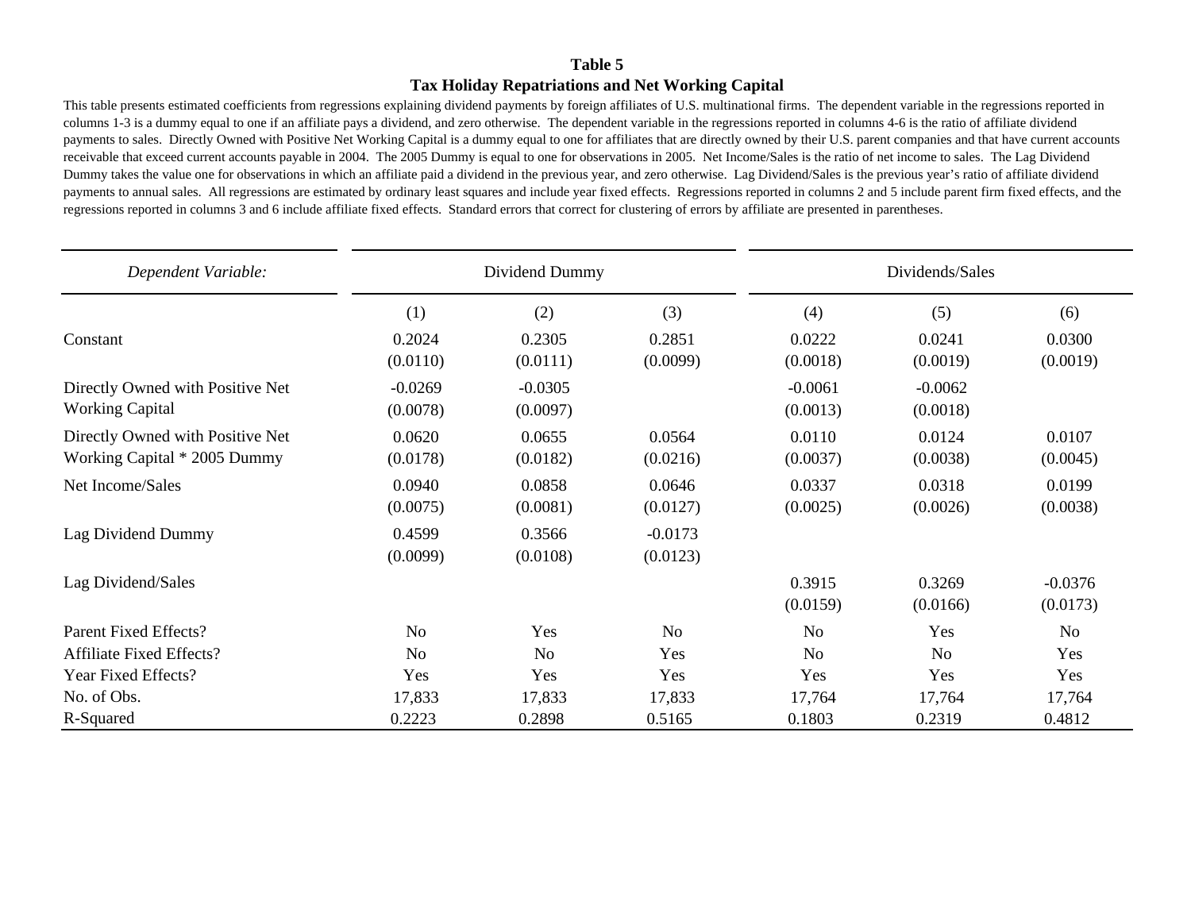**Table 5**

**Tax Holiday Repatriations and Net Working Capital**

This table presents estimated coefficients from regressions explaining dividend payments by foreign affiliates of U.S. multinational firms. The dependent variable in the regressions reported in columns 1-3 is a dummy equal to one if an affiliate pays a dividend, and zero otherwise. The dependent variable in the regressions reported in columns 4-6 is the ratio of affiliate dividend payments to sales. Directly Owned with Positive Net Working Capital is a dummy equal to one for affiliates that are directly owned by their U.S. parent companies and that have current accounts receivable that exceed current accounts payable in 2004. The 2005 Dummy is equal to one for observations in 2005. Net Income/Sales is the ratio of net income to sales. The Lag Dividend Dummy takes the value one for observations in which an affiliate paid a dividend in the previous year, and zero otherwise. Lag Dividend/Sales is the previous year's ratio of affiliate dividend payments to annual sales. All regressions are estimated by ordinary least squares and include year fixed effects. Regressions reported in columns 2 and 5 include parent firm fixed effects, and the regressions reported in columns 3 and 6 include affiliate fixed effects. Standard errors that correct for clustering of errors by affiliate are presented in parentheses.

| *Dependent Variable:* | Dividend Dummy | | | Dividends/Sales | | |
|---|---|---|---|---|---|---|
| | (1) | (2) | (3) | (4) | (5) | (6) |
| Constant | 0.2024 | 0.2305 | 0.2851 | 0.0222 | 0.0241 | 0.0300 |
| | (0.0110) | (0.0111) | (0.0099) | (0.0018) | (0.0019) | (0.0019) |
| Directly Owned with Positive Net Working Capital | -0.0269 | -0.0305 | | -0.0061 | -0.0062 | |
| | (0.0078) | (0.0097) | | (0.0013) | (0.0018) | |
| Directly Owned with Positive Net Working Capital * 2005 Dummy | 0.0620 | 0.0655 | 0.0564 | 0.0110 | 0.0124 | 0.0107 |
| | (0.0178) | (0.0182) | (0.0216) | (0.0037) | (0.0038) | (0.0045) |
| Net Income/Sales | 0.0940 | 0.0858 | 0.0646 | 0.0337 | 0.0318 | 0.0199 |
| | (0.0075) | (0.0081) | (0.0127) | (0.0025) | (0.0026) | (0.0038) |
| Lag Dividend Dummy | 0.4599 | 0.3566 | -0.0173 | | | |
| | (0.0099) | (0.0108) | (0.0123) | | | |
| Lag Dividend/Sales | | | | 0.3915 | 0.3269 | -0.0376 |
| | | | | (0.0159) | (0.0166) | (0.0173) |
| Parent Fixed Effects? | No | Yes | No | No | Yes | No |
| Affiliate Fixed Effects? | No | No | Yes | No | No | Yes |
| Year Fixed Effects? | Yes | Yes | Yes | Yes | Yes | Yes |
| No. of Obs. | 17,833 | 17,833 | 17,833 | 17,764 | 17,764 | 17,764 |
| R-Squared | 0.2223 | 0.2898 | 0.5165 | 0.1803 | 0.2319 | 0.4812 |